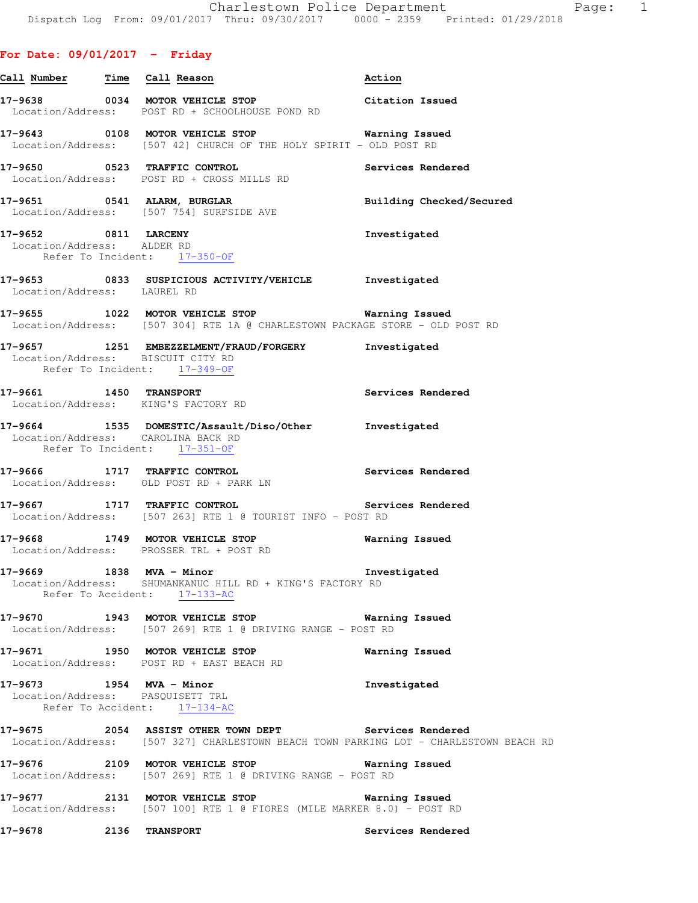Charlestown Police Department
Dispatch Log From: 09/01/2017 Thru: 09/30/2017 0000 - 2359 Printed: 01/29/2018

## For Date: 09/01/2017 - Friday

| Call Number | Time | Call Reason | Action |
|---|---|---|---|
| 17-9638 | 0034 | MOTOR VEHICLE STOP | Citation Issued |

Location/Address: POST RD + SCHOOLHOUSE POND RD

**17-9643** 0108 MOTOR VEHICLE STOP — Warning Issued
Location/Address: [507 42] CHURCH OF THE HOLY SPIRIT - OLD POST RD

**17-9650** 0523 TRAFFIC CONTROL — Services Rendered
Location/Address: POST RD + CROSS MILLS RD

**17-9651** 0541 ALARM, BURGLAR — Building Checked/Secured
Location/Address: [507 754] SURFSIDE AVE

**17-9652** 0811 LARCENY — Investigated
Location/Address: ALDER RD
Refer To Incident: 17-350-OF

**17-9653** 0833 SUSPICIOUS ACTIVITY/VEHICLE — Investigated
Location/Address: LAUREL RD

**17-9655** 1022 MOTOR VEHICLE STOP — Warning Issued
Location/Address: [507 304] RTE 1A @ CHARLESTOWN PACKAGE STORE - OLD POST RD

**17-9657** 1251 EMBEZZELMENT/FRAUD/FORGERY — Investigated
Location/Address: BISCUIT CITY RD
Refer To Incident: 17-349-OF

**17-9661** 1450 TRANSPORT — Services Rendered
Location/Address: KING'S FACTORY RD

**17-9664** 1535 DOMESTIC/Assault/Diso/Other — Investigated
Location/Address: CAROLINA BACK RD
Refer To Incident: 17-351-OF

**17-9666** 1717 TRAFFIC CONTROL — Services Rendered
Location/Address: OLD POST RD + PARK LN

**17-9667** 1717 TRAFFIC CONTROL — Services Rendered
Location/Address: [507 263] RTE 1 @ TOURIST INFO - POST RD

**17-9668** 1749 MOTOR VEHICLE STOP — Warning Issued
Location/Address: PROSSER TRL + POST RD

**17-9669** 1838 MVA - Minor — Investigated
Location/Address: SHUMANKANUC HILL RD + KING'S FACTORY RD
Refer To Accident: 17-133-AC

**17-9670** 1943 MOTOR VEHICLE STOP — Warning Issued
Location/Address: [507 269] RTE 1 @ DRIVING RANGE - POST RD

**17-9671** 1950 MOTOR VEHICLE STOP — Warning Issued
Location/Address: POST RD + EAST BEACH RD

**17-9673** 1954 MVA - Minor — Investigated
Location/Address: PASQUISETT TRL
Refer To Accident: 17-134-AC

**17-9675** 2054 ASSIST OTHER TOWN DEPT — Services Rendered
Location/Address: [507 327] CHARLESTOWN BEACH TOWN PARKING LOT - CHARLESTOWN BEACH RD

**17-9676** 2109 MOTOR VEHICLE STOP — Warning Issued
Location/Address: [507 269] RTE 1 @ DRIVING RANGE - POST RD

**17-9677** 2131 MOTOR VEHICLE STOP — Warning Issued
Location/Address: [507 100] RTE 1 @ FIORES (MILE MARKER 8.0) - POST RD

**17-9678** 2136 TRANSPORT — Services Rendered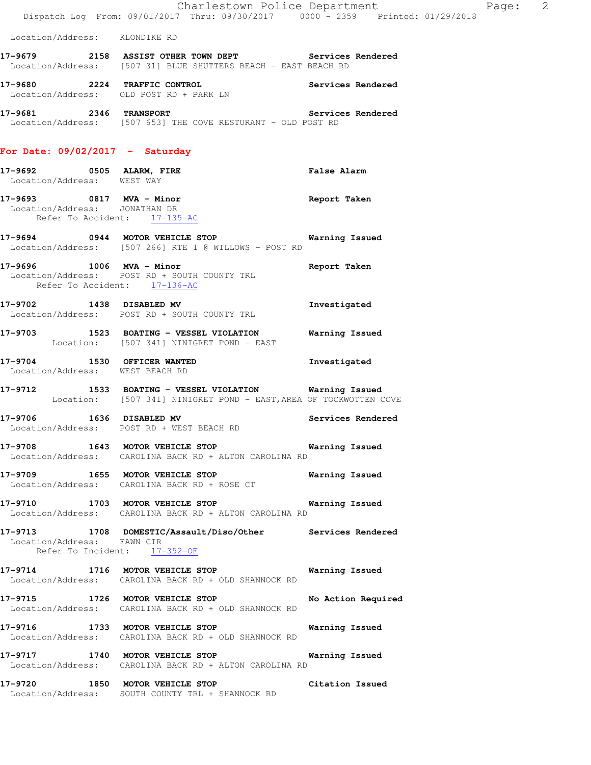Location/Address: KLONDIKE RD

**17-9679 2158 ASSIST OTHER TOWN DEPT** Services Rendered
Location/Address: [507 31] BLUE SHUTTERS BEACH - EAST BEACH RD

**17-9680 2224 TRAFFIC CONTROL** Services Rendered
Location/Address: OLD POST RD + PARK LN

**17-9681 2346 TRANSPORT** Services Rendered
Location/Address: [507 653] THE COVE RESTURANT - OLD POST RD

## For Date: 09/02/2017 - Saturday

**17-9692 0505 ALARM, FIRE** False Alarm
Location/Address: WEST WAY

**17-9693 0817 MVA - Minor** Report Taken
Location/Address: JONATHAN DR
Refer To Accident: 17-135-AC

**17-9694 0944 MOTOR VEHICLE STOP** Warning Issued
Location/Address: [507 266] RTE 1 @ WILLOWS - POST RD

**17-9696 1006 MVA - Minor** Report Taken
Location/Address: POST RD + SOUTH COUNTY TRL
Refer To Accident: 17-136-AC

**17-9702 1438 DISABLED MV** Investigated
Location/Address: POST RD + SOUTH COUNTY TRL

**17-9703 1523 BOATING - VESSEL VIOLATION** Warning Issued
Location: [507 341] NINIGRET POND - EAST

**17-9704 1530 OFFICER WANTED** Investigated
Location/Address: WEST BEACH RD

**17-9712 1533 BOATING - VESSEL VIOLATION** Warning Issued
Location: [507 341] NINIGRET POND - EAST,AREA OF TOCKWOTTEN COVE

**17-9706 1636 DISABLED MV** Services Rendered
Location/Address: POST RD + WEST BEACH RD

**17-9708 1643 MOTOR VEHICLE STOP** Warning Issued
Location/Address: CAROLINA BACK RD + ALTON CAROLINA RD

**17-9709 1655 MOTOR VEHICLE STOP** Warning Issued
Location/Address: CAROLINA BACK RD + ROSE CT

**17-9710 1703 MOTOR VEHICLE STOP** Warning Issued
Location/Address: CAROLINA BACK RD + ALTON CAROLINA RD

**17-9713 1708 DOMESTIC/Assault/Diso/Other** Services Rendered
Location/Address: FAWN CIR
Refer To Incident: 17-352-OF

**17-9714 1716 MOTOR VEHICLE STOP** Warning Issued
Location/Address: CAROLINA BACK RD + OLD SHANNOCK RD

**17-9715 1726 MOTOR VEHICLE STOP** No Action Required
Location/Address: CAROLINA BACK RD + OLD SHANNOCK RD

**17-9716 1733 MOTOR VEHICLE STOP** Warning Issued
Location/Address: CAROLINA BACK RD + OLD SHANNOCK RD

**17-9717 1740 MOTOR VEHICLE STOP** Warning Issued
Location/Address: CAROLINA BACK RD + ALTON CAROLINA RD

**17-9720 1850 MOTOR VEHICLE STOP** Citation Issued
Location/Address: SOUTH COUNTY TRL + SHANNOCK RD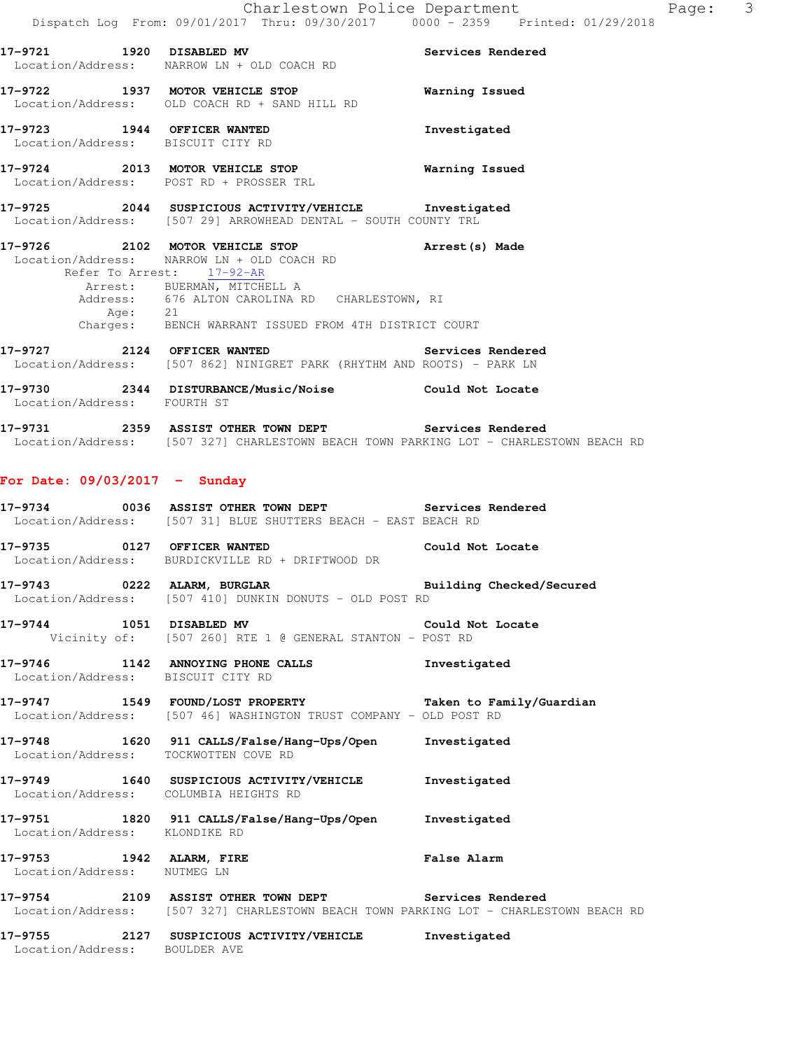**17-9721 1920 DISABLED MV** Services Rendered
Location/Address: NARROW LN + OLD COACH RD

**17-9722 1937 MOTOR VEHICLE STOP** Warning Issued
Location/Address: OLD COACH RD + SAND HILL RD

**17-9723 1944 OFFICER WANTED** Investigated
Location/Address: BISCUIT CITY RD

**17-9724 2013 MOTOR VEHICLE STOP** Warning Issued
Location/Address: POST RD + PROSSER TRL

**17-9725 2044 SUSPICIOUS ACTIVITY/VEHICLE** Investigated
Location/Address: [507 29] ARROWHEAD DENTAL - SOUTH COUNTY TRL

**17-9726 2102 MOTOR VEHICLE STOP** Arrest(s) Made
Location/Address: NARROW LN + OLD COACH RD
Refer To Arrest: 17-92-AR
Arrest: BUERMAN, MITCHELL A
Address: 676 ALTON CAROLINA RD CHARLESTOWN, RI
Age: 21
Charges: BENCH WARRANT ISSUED FROM 4TH DISTRICT COURT

**17-9727 2124 OFFICER WANTED** Services Rendered
Location/Address: [507 862] NINIGRET PARK (RHYTHM AND ROOTS) - PARK LN

**17-9730 2344 DISTURBANCE/Music/Noise** Could Not Locate
Location/Address: FOURTH ST

**17-9731 2359 ASSIST OTHER TOWN DEPT** Services Rendered
Location/Address: [507 327] CHARLESTOWN BEACH TOWN PARKING LOT - CHARLESTOWN BEACH RD

## For Date: 09/03/2017 - Sunday

**17-9734 0036 ASSIST OTHER TOWN DEPT** Services Rendered
Location/Address: [507 31] BLUE SHUTTERS BEACH - EAST BEACH RD

**17-9735 0127 OFFICER WANTED** Could Not Locate
Location/Address: BURDICKVILLE RD + DRIFTWOOD DR

**17-9743 0222 ALARM, BURGLAR** Building Checked/Secured
Location/Address: [507 410] DUNKIN DONUTS - OLD POST RD

**17-9744 1051 DISABLED MV** Could Not Locate
Vicinity of: [507 260] RTE 1 @ GENERAL STANTON - POST RD

**17-9746 1142 ANNOYING PHONE CALLS** Investigated
Location/Address: BISCUIT CITY RD

**17-9747 1549 FOUND/LOST PROPERTY** Taken to Family/Guardian
Location/Address: [507 46] WASHINGTON TRUST COMPANY - OLD POST RD

**17-9748 1620 911 CALLS/False/Hang-Ups/Open** Investigated
Location/Address: TOCKWOTTEN COVE RD

**17-9749 1640 SUSPICIOUS ACTIVITY/VEHICLE** Investigated
Location/Address: COLUMBIA HEIGHTS RD

**17-9751 1820 911 CALLS/False/Hang-Ups/Open** Investigated
Location/Address: KLONDIKE RD

**17-9753 1942 ALARM, FIRE** False Alarm
Location/Address: NUTMEG LN

**17-9754 2109 ASSIST OTHER TOWN DEPT** Services Rendered
Location/Address: [507 327] CHARLESTOWN BEACH TOWN PARKING LOT - CHARLESTOWN BEACH RD

**17-9755 2127 SUSPICIOUS ACTIVITY/VEHICLE** Investigated
Location/Address: BOULDER AVE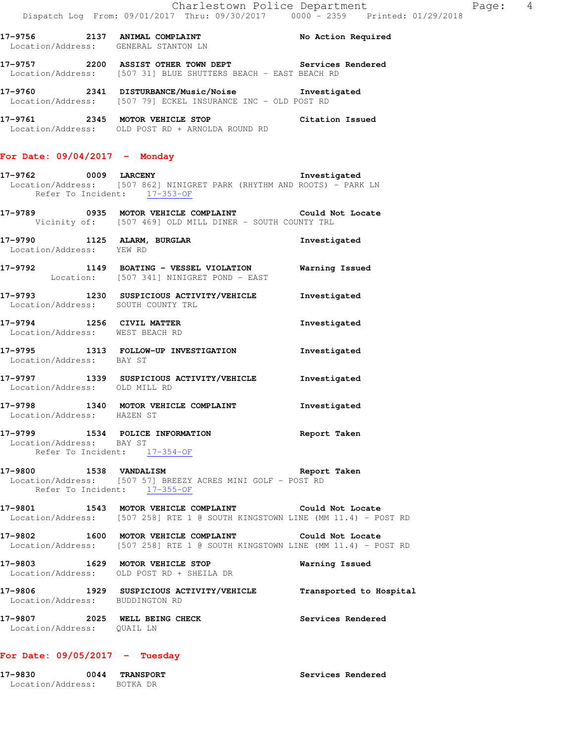17-9756 2137 **ANIMAL COMPLAINT** No Action Required
Location/Address: GENERAL STANTON LN

17-9757 2200 **ASSIST OTHER TOWN DEPT** Services Rendered
Location/Address: [507 31] BLUE SHUTTERS BEACH - EAST BEACH RD

17-9760 2341 **DISTURBANCE/Music/Noise** Investigated
Location/Address: [507 79] ECKEL INSURANCE INC - OLD POST RD

17-9761 2345 **MOTOR VEHICLE STOP** Citation Issued
Location/Address: OLD POST RD + ARNOLDA ROUND RD

## For Date: 09/04/2017 - Monday

17-9762 0009 **LARCENY** Investigated
Location/Address: [507 862] NINIGRET PARK (RHYTHM AND ROOTS) - PARK LN
Refer To Incident: 17-353-OF

17-9789 0935 **MOTOR VEHICLE COMPLAINT** Could Not Locate
Vicinity of: [507 469] OLD MILL DINER - SOUTH COUNTY TRL

17-9790 1125 **ALARM, BURGLAR** Investigated
Location/Address: YEW RD

17-9792 1149 **BOATING - VESSEL VIOLATION** Warning Issued
Location: [507 341] NINIGRET POND - EAST

17-9793 1230 **SUSPICIOUS ACTIVITY/VEHICLE** Investigated
Location/Address: SOUTH COUNTY TRL

17-9794 1256 **CIVIL MATTER** Investigated
Location/Address: WEST BEACH RD

17-9795 1313 **FOLLOW-UP INVESTIGATION** Investigated
Location/Address: BAY ST

17-9797 1339 **SUSPICIOUS ACTIVITY/VEHICLE** Investigated
Location/Address: OLD MILL RD

17-9798 1340 **MOTOR VEHICLE COMPLAINT** Investigated
Location/Address: HAZEN ST

17-9799 1534 **POLICE INFORMATION** Report Taken
Location/Address: BAY ST
Refer To Incident: 17-354-OF

17-9800 1538 **VANDALISM** Report Taken
Location/Address: [507 57] BREEZY ACRES MINI GOLF - POST RD
Refer To Incident: 17-355-OF

17-9801 1543 **MOTOR VEHICLE COMPLAINT** Could Not Locate
Location/Address: [507 258] RTE 1 @ SOUTH KINGSTOWN LINE (MM 11.4) - POST RD

17-9802 1600 **MOTOR VEHICLE COMPLAINT** Could Not Locate
Location/Address: [507 258] RTE 1 @ SOUTH KINGSTOWN LINE (MM 11.4) - POST RD

17-9803 1629 **MOTOR VEHICLE STOP** Warning Issued
Location/Address: OLD POST RD + SHEILA DR

17-9806 1929 **SUSPICIOUS ACTIVITY/VEHICLE** Transported to Hospital
Location/Address: BUDDINGTON RD

17-9807 2025 **WELL BEING CHECK** Services Rendered
Location/Address: QUAIL LN

## For Date: 09/05/2017 - Tuesday

17-9830 0044 **TRANSPORT** Services Rendered
Location/Address: BOTKA DR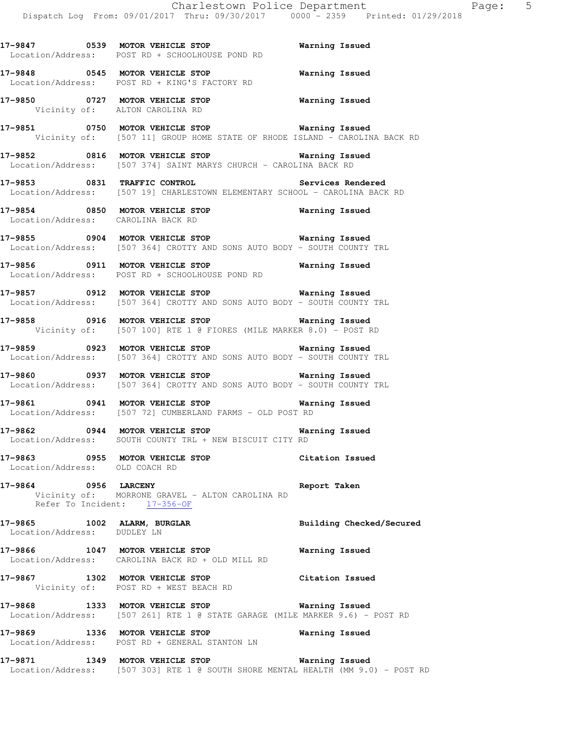**17-9847** 0539 **MOTOR VEHICLE STOP** **Warning Issued**
Location/Address: POST RD + SCHOOLHOUSE POND RD

**17-9848** 0545 **MOTOR VEHICLE STOP** **Warning Issued**
Location/Address: POST RD + KING'S FACTORY RD

**17-9850** 0727 **MOTOR VEHICLE STOP** **Warning Issued**
Vicinity of: ALTON CAROLINA RD

**17-9851** 0750 **MOTOR VEHICLE STOP** **Warning Issued**
Vicinity of: [507 11] GROUP HOME STATE OF RHODE ISLAND - CAROLINA BACK RD

**17-9852** 0816 **MOTOR VEHICLE STOP** **Warning Issued**
Location/Address: [507 374] SAINT MARYS CHURCH - CAROLINA BACK RD

**17-9853** 0831 **TRAFFIC CONTROL** **Services Rendered**
Location/Address: [507 19] CHARLESTOWN ELEMENTARY SCHOOL - CAROLINA BACK RD

**17-9854** 0850 **MOTOR VEHICLE STOP** **Warning Issued**
Location/Address: CAROLINA BACK RD

**17-9855** 0904 **MOTOR VEHICLE STOP** **Warning Issued**
Location/Address: [507 364] CROTTY AND SONS AUTO BODY - SOUTH COUNTY TRL

**17-9856** 0911 **MOTOR VEHICLE STOP** **Warning Issued**
Location/Address: POST RD + SCHOOLHOUSE POND RD

**17-9857** 0912 **MOTOR VEHICLE STOP** **Warning Issued**
Location/Address: [507 364] CROTTY AND SONS AUTO BODY - SOUTH COUNTY TRL

**17-9858** 0916 **MOTOR VEHICLE STOP** **Warning Issued**
Vicinity of: [507 100] RTE 1 @ FIORES (MILE MARKER 8.0) - POST RD

**17-9859** 0923 **MOTOR VEHICLE STOP** **Warning Issued**
Location/Address: [507 364] CROTTY AND SONS AUTO BODY - SOUTH COUNTY TRL

**17-9860** 0937 **MOTOR VEHICLE STOP** **Warning Issued**
Location/Address: [507 364] CROTTY AND SONS AUTO BODY - SOUTH COUNTY TRL

**17-9861** 0941 **MOTOR VEHICLE STOP** **Warning Issued**
Location/Address: [507 72] CUMBERLAND FARMS - OLD POST RD

**17-9862** 0944 **MOTOR VEHICLE STOP** **Warning Issued**
Location/Address: SOUTH COUNTY TRL + NEW BISCUIT CITY RD

**17-9863** 0955 **MOTOR VEHICLE STOP** **Citation Issued**
Location/Address: OLD COACH RD

**17-9864** 0956 **LARCENY** **Report Taken**
Vicinity of: MORRONE GRAVEL - ALTON CAROLINA RD
Refer To Incident: 17-356-OF

**17-9865** 1002 **ALARM, BURGLAR** **Building Checked/Secured**
Location/Address: DUDLEY LN

**17-9866** 1047 **MOTOR VEHICLE STOP** **Warning Issued**
Location/Address: CAROLINA BACK RD + OLD MILL RD

**17-9867** 1302 **MOTOR VEHICLE STOP** **Citation Issued**
Vicinity of: POST RD + WEST BEACH RD

**17-9868** 1333 **MOTOR VEHICLE STOP** **Warning Issued**
Location/Address: [507 261] RTE 1 @ STATE GARAGE (MILE MARKER 9.6) - POST RD

**17-9869** 1336 **MOTOR VEHICLE STOP** **Warning Issued**
Location/Address: POST RD + GENERAL STANTON LN

**17-9871** 1349 **MOTOR VEHICLE STOP** **Warning Issued**
Location/Address: [507 303] RTE 1 @ SOUTH SHORE MENTAL HEALTH (MM 9.0) - POST RD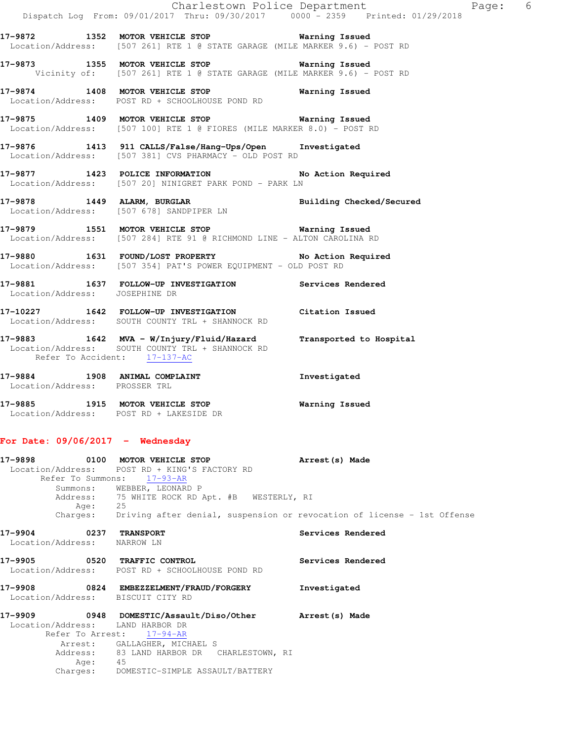17-9872 1352 **MOTOR VEHICLE STOP** Warning Issued
Location/Address: [507 261] RTE 1 @ STATE GARAGE (MILE MARKER 9.6) - POST RD

17-9873 1355 **MOTOR VEHICLE STOP** Warning Issued
Vicinity of: [507 261] RTE 1 @ STATE GARAGE (MILE MARKER 9.6) - POST RD

17-9874 1408 **MOTOR VEHICLE STOP** Warning Issued
Location/Address: POST RD + SCHOOLHOUSE POND RD

17-9875 1409 **MOTOR VEHICLE STOP** Warning Issued
Location/Address: [507 100] RTE 1 @ FIORES (MILE MARKER 8.0) - POST RD

17-9876 1413 **911 CALLS/False/Hang-Ups/Open** Investigated
Location/Address: [507 381] CVS PHARMACY - OLD POST RD

17-9877 1423 **POLICE INFORMATION** No Action Required
Location/Address: [507 20] NINIGRET PARK POND - PARK LN

17-9878 1449 **ALARM, BURGLAR** Building Checked/Secured
Location/Address: [507 678] SANDPIPER LN

17-9879 1551 **MOTOR VEHICLE STOP** Warning Issued
Location/Address: [507 284] RTE 91 @ RICHMOND LINE - ALTON CAROLINA RD

17-9880 1631 **FOUND/LOST PROPERTY** No Action Required
Location/Address: [507 354] PAT'S POWER EQUIPMENT - OLD POST RD

17-9881 1637 **FOLLOW-UP INVESTIGATION** Services Rendered
Location/Address: JOSEPHINE DR

17-10227 1642 **FOLLOW-UP INVESTIGATION** Citation Issued
Location/Address: SOUTH COUNTY TRL + SHANNOCK RD

17-9883 1642 **MVA - W/Injury/Fluid/Hazard** Transported to Hospital
Location/Address: SOUTH COUNTY TRL + SHANNOCK RD
Refer To Accident: 17-137-AC

17-9884 1908 **ANIMAL COMPLAINT** Investigated
Location/Address: PROSSER TRL

17-9885 1915 **MOTOR VEHICLE STOP** Warning Issued
Location/Address: POST RD + LAKESIDE DR

## For Date: 09/06/2017 - Wednesday

17-9898 0100 **MOTOR VEHICLE STOP** Arrest(s) Made
Location/Address: POST RD + KING'S FACTORY RD
Refer To Summons: 17-93-AR
Summons: WEBBER, LEONARD P
Address: 75 WHITE ROCK RD Apt. #B WESTERLY, RI
Age: 25
Charges: Driving after denial, suspension or revocation of license - 1st Offense

17-9904 0237 **TRANSPORT** Services Rendered
Location/Address: NARROW LN

17-9905 0520 **TRAFFIC CONTROL** Services Rendered
Location/Address: POST RD + SCHOOLHOUSE POND RD

17-9908 0824 **EMBEZZELMENT/FRAUD/FORGERY** Investigated
Location/Address: BISCUIT CITY RD

17-9909 0948 **DOMESTIC/Assault/Diso/Other** Arrest(s) Made
Location/Address: LAND HARBOR DR
Refer To Arrest: 17-94-AR
Arrest: GALLAGHER, MICHAEL S
Address: 83 LAND HARBOR DR CHARLESTOWN, RI
Age: 45
Charges: DOMESTIC-SIMPLE ASSAULT/BATTERY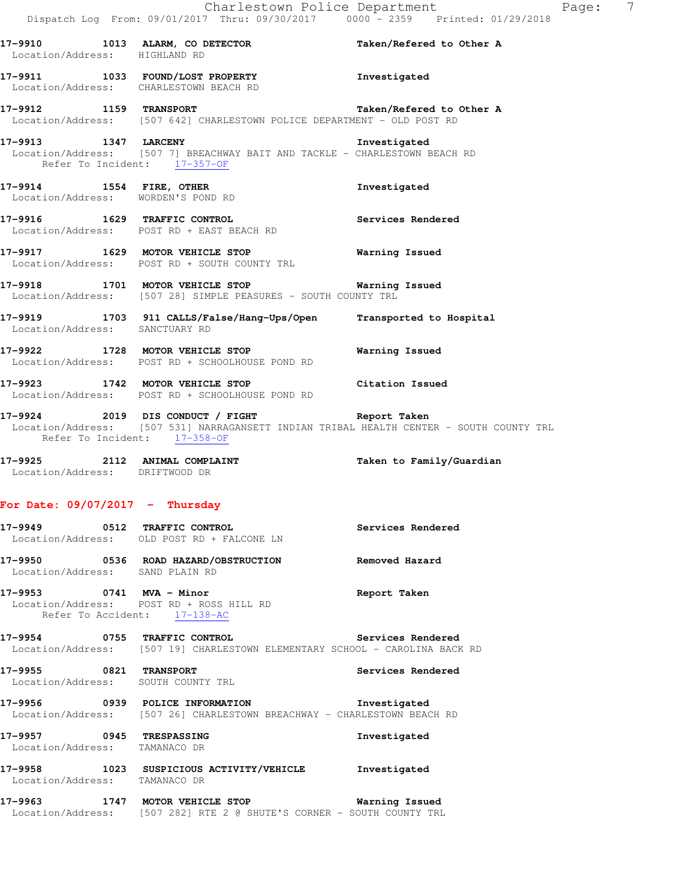**17-9910 1013 ALARM, CO DETECTOR** Taken/Refered to Other A
Location/Address: HIGHLAND RD

**17-9911 1033 FOUND/LOST PROPERTY** Investigated
Location/Address: CHARLESTOWN BEACH RD

**17-9912 1159 TRANSPORT** Taken/Refered to Other A
Location/Address: [507 642] CHARLESTOWN POLICE DEPARTMENT - OLD POST RD

**17-9913 1347 LARCENY** Investigated
Location/Address: [507 7] BREACHWAY BAIT AND TACKLE - CHARLESTOWN BEACH RD
Refer To Incident: 17-357-OF

**17-9914 1554 FIRE, OTHER** Investigated
Location/Address: WORDEN'S POND RD

**17-9916 1629 TRAFFIC CONTROL** Services Rendered
Location/Address: POST RD + EAST BEACH RD

**17-9917 1629 MOTOR VEHICLE STOP** Warning Issued
Location/Address: POST RD + SOUTH COUNTY TRL

**17-9918 1701 MOTOR VEHICLE STOP** Warning Issued
Location/Address: [507 28] SIMPLE PEASURES - SOUTH COUNTY TRL

**17-9919 1703 911 CALLS/False/Hang-Ups/Open** Transported to Hospital
Location/Address: SANCTUARY RD

**17-9922 1728 MOTOR VEHICLE STOP** Warning Issued
Location/Address: POST RD + SCHOOLHOUSE POND RD

**17-9923 1742 MOTOR VEHICLE STOP** Citation Issued
Location/Address: POST RD + SCHOOLHOUSE POND RD

**17-9924 2019 DIS CONDUCT / FIGHT** Report Taken
Location/Address: [507 531] NARRAGANSETT INDIAN TRIBAL HEALTH CENTER - SOUTH COUNTY TRL
Refer To Incident: 17-358-OF

**17-9925 2112 ANIMAL COMPLAINT** Taken to Family/Guardian
Location/Address: DRIFTWOOD DR

## For Date: 09/07/2017 - Thursday

**17-9949 0512 TRAFFIC CONTROL** Services Rendered
Location/Address: OLD POST RD + FALCONE LN

**17-9950 0536 ROAD HAZARD/OBSTRUCTION** Removed Hazard
Location/Address: SAND PLAIN RD

**17-9953 0741 MVA - Minor** Report Taken
Location/Address: POST RD + ROSS HILL RD
Refer To Accident: 17-138-AC

**17-9954 0755 TRAFFIC CONTROL** Services Rendered
Location/Address: [507 19] CHARLESTOWN ELEMENTARY SCHOOL - CAROLINA BACK RD

**17-9955 0821 TRANSPORT** Services Rendered
Location/Address: SOUTH COUNTY TRL

**17-9956 0939 POLICE INFORMATION** Investigated
Location/Address: [507 26] CHARLESTOWN BREACHWAY - CHARLESTOWN BEACH RD

**17-9957 0945 TRESPASSING** Investigated
Location/Address: TAMANACO DR

**17-9958 1023 SUSPICIOUS ACTIVITY/VEHICLE** Investigated
Location/Address: TAMANACO DR

**17-9963 1747 MOTOR VEHICLE STOP** Warning Issued
Location/Address: [507 282] RTE 2 @ SHUTE'S CORNER - SOUTH COUNTY TRL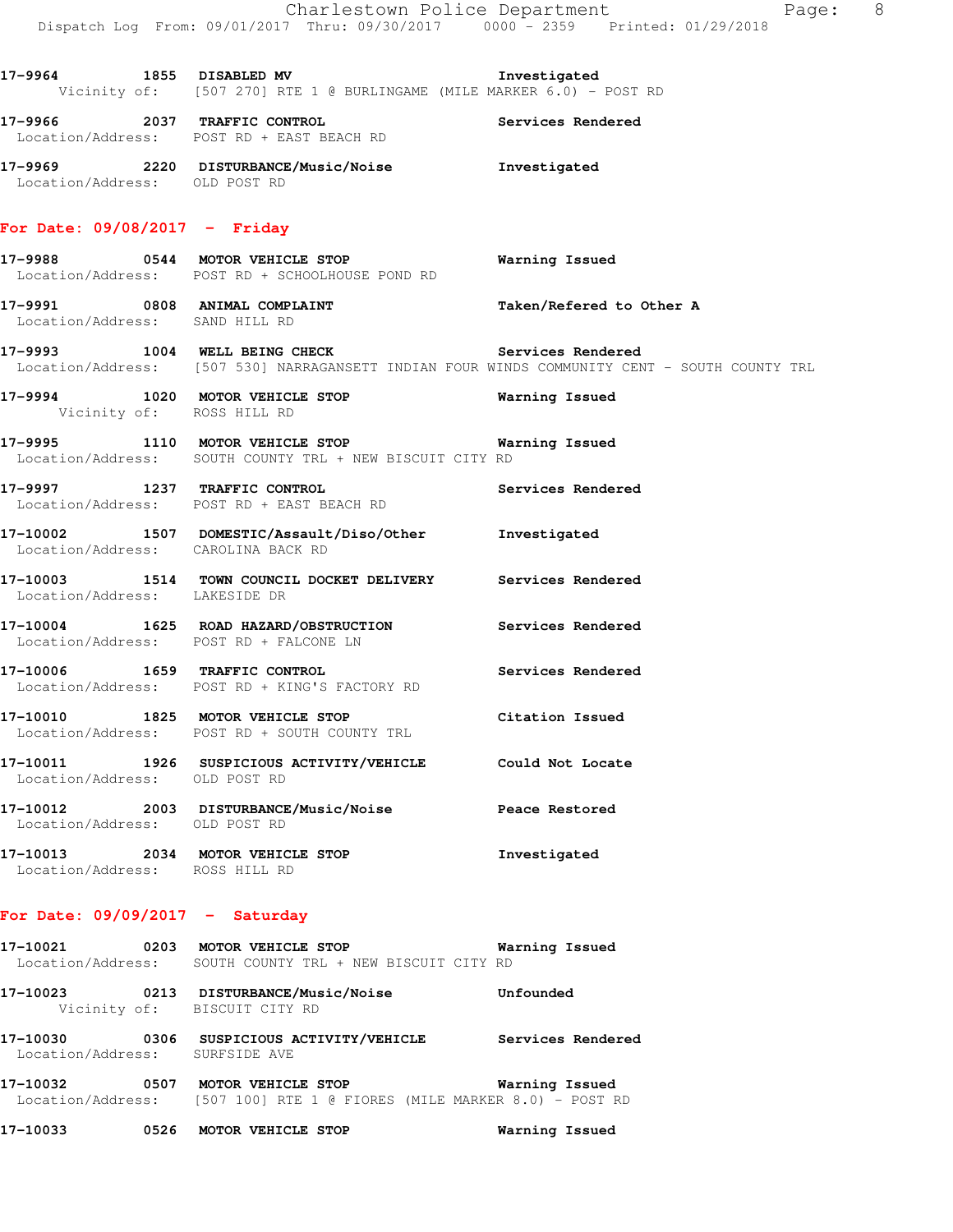17-9964 1855 DISABLED MV Investigated
Vicinity of: [507 270] RTE 1 @ BURLINGAME (MILE MARKER 6.0) - POST RD

17-9966 2037 TRAFFIC CONTROL Services Rendered
Location/Address: POST RD + EAST BEACH RD

17-9969 2220 DISTURBANCE/Music/Noise Investigated
Location/Address: OLD POST RD

## For Date: 09/08/2017 - Friday

17-9988 0544 MOTOR VEHICLE STOP Warning Issued
Location/Address: POST RD + SCHOOLHOUSE POND RD

17-9991 0808 ANIMAL COMPLAINT Taken/Refered to Other A
Location/Address: SAND HILL RD

17-9993 1004 WELL BEING CHECK Services Rendered
Location/Address: [507 530] NARRAGANSETT INDIAN FOUR WINDS COMMUNITY CENT - SOUTH COUNTY TRL

17-9994 1020 MOTOR VEHICLE STOP Warning Issued
Vicinity of: ROSS HILL RD

17-9995 1110 MOTOR VEHICLE STOP Warning Issued
Location/Address: SOUTH COUNTY TRL + NEW BISCUIT CITY RD

17-9997 1237 TRAFFIC CONTROL Services Rendered
Location/Address: POST RD + EAST BEACH RD

17-10002 1507 DOMESTIC/Assault/Diso/Other Investigated
Location/Address: CAROLINA BACK RD

17-10003 1514 TOWN COUNCIL DOCKET DELIVERY Services Rendered
Location/Address: LAKESIDE DR

17-10004 1625 ROAD HAZARD/OBSTRUCTION Services Rendered
Location/Address: POST RD + FALCONE LN

17-10006 1659 TRAFFIC CONTROL Services Rendered
Location/Address: POST RD + KING'S FACTORY RD

17-10010 1825 MOTOR VEHICLE STOP Citation Issued
Location/Address: POST RD + SOUTH COUNTY TRL

17-10011 1926 SUSPICIOUS ACTIVITY/VEHICLE Could Not Locate
Location/Address: OLD POST RD

17-10012 2003 DISTURBANCE/Music/Noise Peace Restored
Location/Address: OLD POST RD

17-10013 2034 MOTOR VEHICLE STOP Investigated
Location/Address: ROSS HILL RD

## For Date: 09/09/2017 - Saturday

17-10021 0203 MOTOR VEHICLE STOP Warning Issued
Location/Address: SOUTH COUNTY TRL + NEW BISCUIT CITY RD

17-10023 0213 DISTURBANCE/Music/Noise Unfounded
Vicinity of: BISCUIT CITY RD

17-10030 0306 SUSPICIOUS ACTIVITY/VEHICLE Services Rendered
Location/Address: SURFSIDE AVE

17-10032 0507 MOTOR VEHICLE STOP Warning Issued
Location/Address: [507 100] RTE 1 @ FIORES (MILE MARKER 8.0) - POST RD

17-10033 0526 MOTOR VEHICLE STOP Warning Issued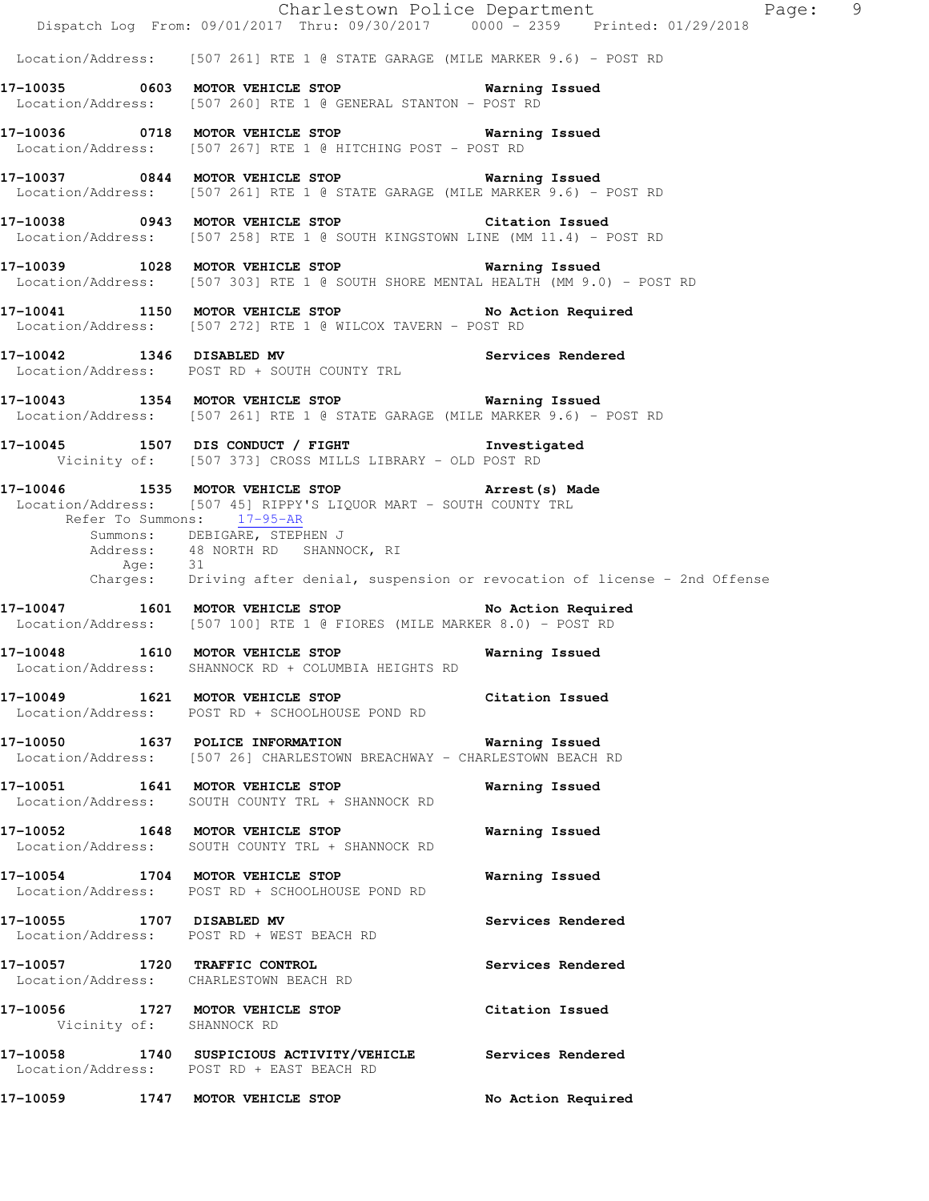Location/Address: [507 261] RTE 1 @ STATE GARAGE (MILE MARKER 9.6) - POST RD

**17-10035 0603 MOTOR VEHICLE STOP Warning Issued**
Location/Address: [507 260] RTE 1 @ GENERAL STANTON - POST RD

**17-10036 0718 MOTOR VEHICLE STOP Warning Issued**
Location/Address: [507 267] RTE 1 @ HITCHING POST - POST RD

**17-10037 0844 MOTOR VEHICLE STOP Warning Issued**
Location/Address: [507 261] RTE 1 @ STATE GARAGE (MILE MARKER 9.6) - POST RD

**17-10038 0943 MOTOR VEHICLE STOP Citation Issued**
Location/Address: [507 258] RTE 1 @ SOUTH KINGSTOWN LINE (MM 11.4) - POST RD

**17-10039 1028 MOTOR VEHICLE STOP Warning Issued**
Location/Address: [507 303] RTE 1 @ SOUTH SHORE MENTAL HEALTH (MM 9.0) - POST RD

**17-10041 1150 MOTOR VEHICLE STOP No Action Required**
Location/Address: [507 272] RTE 1 @ WILCOX TAVERN - POST RD

**17-10042 1346 DISABLED MV Services Rendered**
Location/Address: POST RD + SOUTH COUNTY TRL

**17-10043 1354 MOTOR VEHICLE STOP Warning Issued**
Location/Address: [507 261] RTE 1 @ STATE GARAGE (MILE MARKER 9.6) - POST RD

**17-10045 1507 DIS CONDUCT / FIGHT Investigated**
Vicinity of: [507 373] CROSS MILLS LIBRARY - OLD POST RD

**17-10046 1535 MOTOR VEHICLE STOP Arrest(s) Made**
Location/Address: [507 45] RIPPY'S LIQUOR MART - SOUTH COUNTY TRL
Refer To Summons: 17-95-AR
Summons: DEBIGARE, STEPHEN J
Address: 48 NORTH RD SHANNOCK, RI
Age: 31
Charges: Driving after denial, suspension or revocation of license - 2nd Offense

**17-10047 1601 MOTOR VEHICLE STOP No Action Required**
Location/Address: [507 100] RTE 1 @ FIORES (MILE MARKER 8.0) - POST RD

**17-10048 1610 MOTOR VEHICLE STOP Warning Issued**
Location/Address: SHANNOCK RD + COLUMBIA HEIGHTS RD

**17-10049 1621 MOTOR VEHICLE STOP Citation Issued**
Location/Address: POST RD + SCHOOLHOUSE POND RD

**17-10050 1637 POLICE INFORMATION Warning Issued**
Location/Address: [507 26] CHARLESTOWN BREACHWAY - CHARLESTOWN BEACH RD

**17-10051 1641 MOTOR VEHICLE STOP Warning Issued**
Location/Address: SOUTH COUNTY TRL + SHANNOCK RD

**17-10052 1648 MOTOR VEHICLE STOP Warning Issued**
Location/Address: SOUTH COUNTY TRL + SHANNOCK RD

**17-10054 1704 MOTOR VEHICLE STOP Warning Issued**
Location/Address: POST RD + SCHOOLHOUSE POND RD

**17-10055 1707 DISABLED MV Services Rendered**
Location/Address: POST RD + WEST BEACH RD

**17-10057 1720 TRAFFIC CONTROL Services Rendered**
Location/Address: CHARLESTOWN BEACH RD

**17-10056 1727 MOTOR VEHICLE STOP Citation Issued**
Vicinity of: SHANNOCK RD

**17-10058 1740 SUSPICIOUS ACTIVITY/VEHICLE Services Rendered**
Location/Address: POST RD + EAST BEACH RD

**17-10059 1747 MOTOR VEHICLE STOP No Action Required**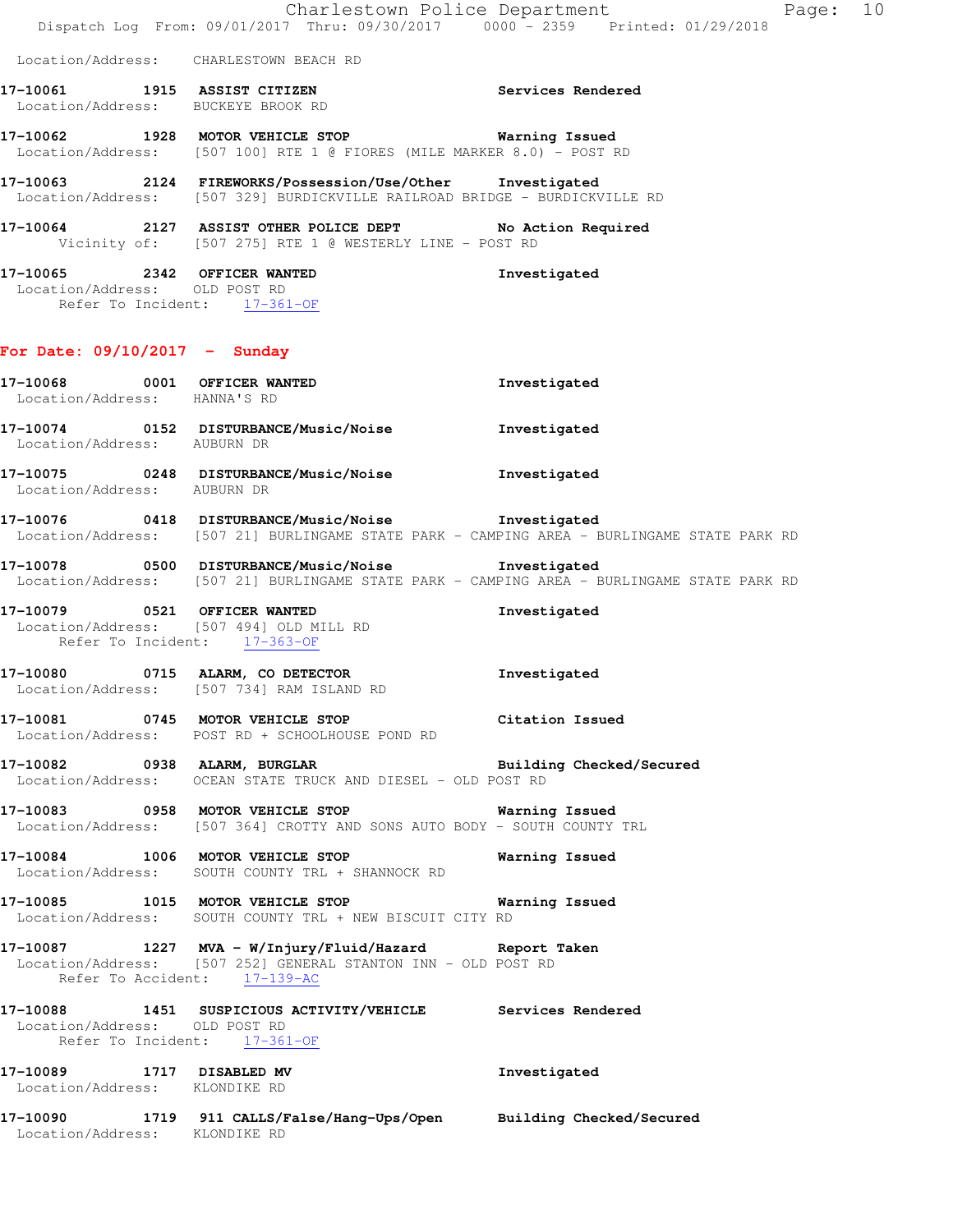Location/Address: CHARLESTOWN BEACH RD

**17-10061 1915 ASSIST CITIZEN** — **Services Rendered**
Location/Address: BUCKEYE BROOK RD

**17-10062 1928 MOTOR VEHICLE STOP** — **Warning Issued**
Location/Address: [507 100] RTE 1 @ FIORES (MILE MARKER 8.0) - POST RD

**17-10063 2124 FIREWORKS/Possession/Use/Other** — **Investigated**
Location/Address: [507 329] BURDICKVILLE RAILROAD BRIDGE - BURDICKVILLE RD

**17-10064 2127 ASSIST OTHER POLICE DEPT** — **No Action Required**
Vicinity of: [507 275] RTE 1 @ WESTERLY LINE - POST RD

**17-10065 2342 OFFICER WANTED** — **Investigated**
Location/Address: OLD POST RD
Refer To Incident: 17-361-OF

## For Date: 09/10/2017 - Sunday

**17-10068 0001 OFFICER WANTED** — **Investigated**
Location/Address: HANNA'S RD

**17-10074 0152 DISTURBANCE/Music/Noise** — **Investigated**
Location/Address: AUBURN DR

**17-10075 0248 DISTURBANCE/Music/Noise** — **Investigated**
Location/Address: AUBURN DR

**17-10076 0418 DISTURBANCE/Music/Noise** — **Investigated**
Location/Address: [507 21] BURLINGAME STATE PARK - CAMPING AREA - BURLINGAME STATE PARK RD

**17-10078 0500 DISTURBANCE/Music/Noise** — **Investigated**
Location/Address: [507 21] BURLINGAME STATE PARK - CAMPING AREA - BURLINGAME STATE PARK RD

**17-10079 0521 OFFICER WANTED** — **Investigated**
Location/Address: [507 494] OLD MILL RD
Refer To Incident: 17-363-OF

**17-10080 0715 ALARM, CO DETECTOR** — **Investigated**
Location/Address: [507 734] RAM ISLAND RD

**17-10081 0745 MOTOR VEHICLE STOP** — **Citation Issued**
Location/Address: POST RD + SCHOOLHOUSE POND RD

**17-10082 0938 ALARM, BURGLAR** — **Building Checked/Secured**
Location/Address: OCEAN STATE TRUCK AND DIESEL - OLD POST RD

**17-10083 0958 MOTOR VEHICLE STOP** — **Warning Issued**
Location/Address: [507 364] CROTTY AND SONS AUTO BODY - SOUTH COUNTY TRL

**17-10084 1006 MOTOR VEHICLE STOP** — **Warning Issued**
Location/Address: SOUTH COUNTY TRL + SHANNOCK RD

**17-10085 1015 MOTOR VEHICLE STOP** — **Warning Issued**
Location/Address: SOUTH COUNTY TRL + NEW BISCUIT CITY RD

**17-10087 1227 MVA - W/Injury/Fluid/Hazard** — **Report Taken**
Location/Address: [507 252] GENERAL STANTON INN - OLD POST RD
Refer To Accident: 17-139-AC

**17-10088 1451 SUSPICIOUS ACTIVITY/VEHICLE** — **Services Rendered**
Location/Address: OLD POST RD
Refer To Incident: 17-361-OF

**17-10089 1717 DISABLED MV** — **Investigated**
Location/Address: KLONDIKE RD

**17-10090 1719 911 CALLS/False/Hang-Ups/Open** — **Building Checked/Secured**
Location/Address: KLONDIKE RD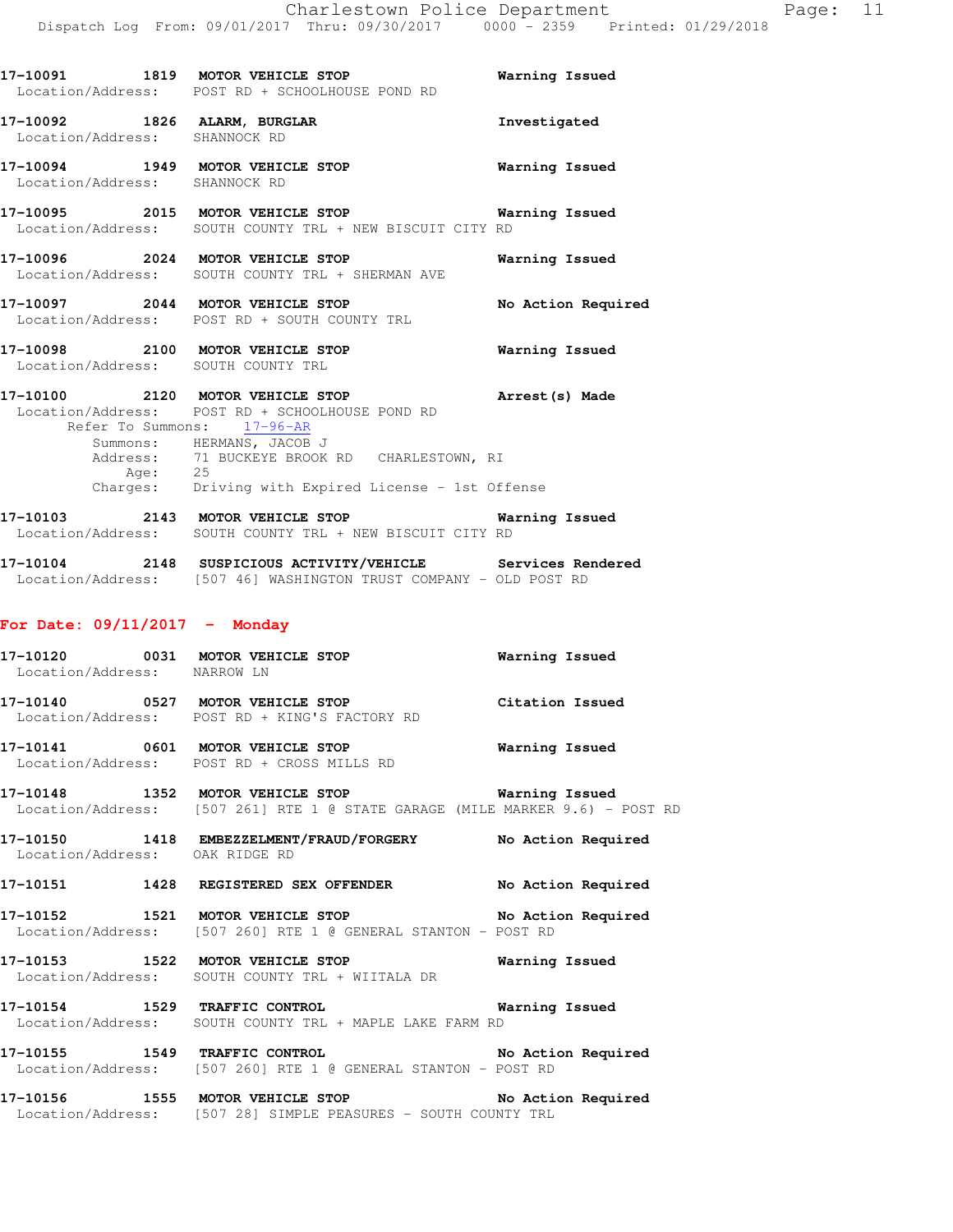17-10091 1819 MOTOR VEHICLE STOP Warning Issued
Location/Address: POST RD + SCHOOLHOUSE POND RD

17-10092 1826 ALARM, BURGLAR Investigated
Location/Address: SHANNOCK RD

17-10094 1949 MOTOR VEHICLE STOP Warning Issued
Location/Address: SHANNOCK RD

17-10095 2015 MOTOR VEHICLE STOP Warning Issued
Location/Address: SOUTH COUNTY TRL + NEW BISCUIT CITY RD

17-10096 2024 MOTOR VEHICLE STOP Warning Issued
Location/Address: SOUTH COUNTY TRL + SHERMAN AVE

17-10097 2044 MOTOR VEHICLE STOP No Action Required
Location/Address: POST RD + SOUTH COUNTY TRL

17-10098 2100 MOTOR VEHICLE STOP Warning Issued
Location/Address: SOUTH COUNTY TRL

17-10100 2120 MOTOR VEHICLE STOP Arrest(s) Made
Location/Address: POST RD + SCHOOLHOUSE POND RD
Refer To Summons: 17-96-AR
Summons: HERMANS, JACOB J
Address: 71 BUCKEYE BROOK RD CHARLESTOWN, RI
Age: 25
Charges: Driving with Expired License - 1st Offense

17-10103 2143 MOTOR VEHICLE STOP Warning Issued
Location/Address: SOUTH COUNTY TRL + NEW BISCUIT CITY RD

17-10104 2148 SUSPICIOUS ACTIVITY/VEHICLE Services Rendered
Location/Address: [507 46] WASHINGTON TRUST COMPANY - OLD POST RD

## For Date: 09/11/2017 - Monday

17-10120 0031 MOTOR VEHICLE STOP Warning Issued
Location/Address: NARROW LN

17-10140 0527 MOTOR VEHICLE STOP Citation Issued
Location/Address: POST RD + KING'S FACTORY RD

17-10141 0601 MOTOR VEHICLE STOP Warning Issued
Location/Address: POST RD + CROSS MILLS RD

17-10148 1352 MOTOR VEHICLE STOP Warning Issued
Location/Address: [507 261] RTE 1 @ STATE GARAGE (MILE MARKER 9.6) - POST RD

17-10150 1418 EMBEZZELMENT/FRAUD/FORGERY No Action Required
Location/Address: OAK RIDGE RD

17-10151 1428 REGISTERED SEX OFFENDER No Action Required

17-10152 1521 MOTOR VEHICLE STOP No Action Required
Location/Address: [507 260] RTE 1 @ GENERAL STANTON - POST RD

17-10153 1522 MOTOR VEHICLE STOP Warning Issued
Location/Address: SOUTH COUNTY TRL + WIITALA DR

17-10154 1529 TRAFFIC CONTROL Warning Issued
Location/Address: SOUTH COUNTY TRL + MAPLE LAKE FARM RD

17-10155 1549 TRAFFIC CONTROL No Action Required
Location/Address: [507 260] RTE 1 @ GENERAL STANTON - POST RD

17-10156 1555 MOTOR VEHICLE STOP No Action Required
Location/Address: [507 28] SIMPLE PEASURES - SOUTH COUNTY TRL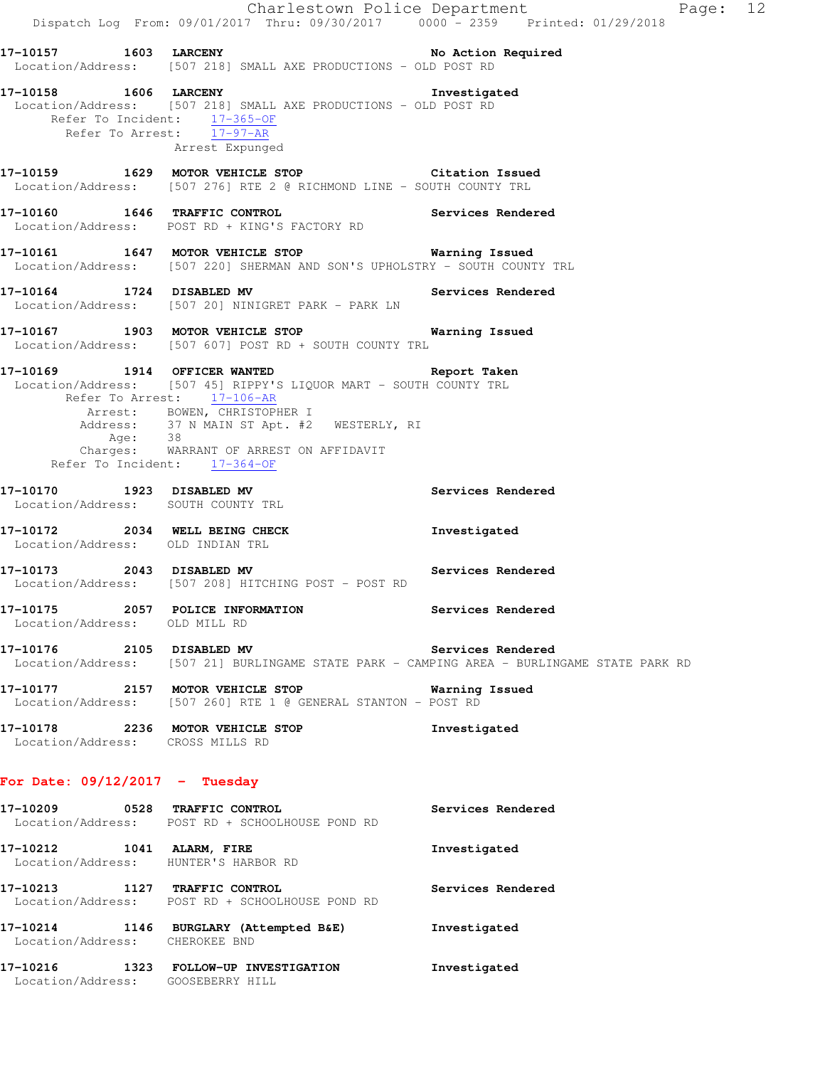**17-10157 1603 LARCENY** **No Action Required**
Location/Address: [507 218] SMALL AXE PRODUCTIONS - OLD POST RD

**17-10158 1606 LARCENY** **Investigated**
Location/Address: [507 218] SMALL AXE PRODUCTIONS - OLD POST RD
Refer To Incident: 17-365-OF
Refer To Arrest: 17-97-AR
Arrest Expunged

**17-10159 1629 MOTOR VEHICLE STOP** **Citation Issued**
Location/Address: [507 276] RTE 2 @ RICHMOND LINE - SOUTH COUNTY TRL

**17-10160 1646 TRAFFIC CONTROL** **Services Rendered**
Location/Address: POST RD + KING'S FACTORY RD

**17-10161 1647 MOTOR VEHICLE STOP** **Warning Issued**
Location/Address: [507 220] SHERMAN AND SON'S UPHOLSTRY - SOUTH COUNTY TRL

**17-10164 1724 DISABLED MV** **Services Rendered**
Location/Address: [507 20] NINIGRET PARK - PARK LN

**17-10167 1903 MOTOR VEHICLE STOP** **Warning Issued**
Location/Address: [507 607] POST RD + SOUTH COUNTY TRL

**17-10169 1914 OFFICER WANTED** **Report Taken**
Location/Address: [507 45] RIPPY'S LIQUOR MART - SOUTH COUNTY TRL
Refer To Arrest: 17-106-AR
Arrest: BOWEN, CHRISTOPHER I
Address: 37 N MAIN ST Apt. #2 WESTERLY, RI
Age: 38
Charges: WARRANT OF ARREST ON AFFIDAVIT
Refer To Incident: 17-364-OF

**17-10170 1923 DISABLED MV** **Services Rendered**
Location/Address: SOUTH COUNTY TRL

**17-10172 2034 WELL BEING CHECK** **Investigated**
Location/Address: OLD INDIAN TRL

**17-10173 2043 DISABLED MV** **Services Rendered**
Location/Address: [507 208] HITCHING POST - POST RD

**17-10175 2057 POLICE INFORMATION** **Services Rendered**
Location/Address: OLD MILL RD

**17-10176 2105 DISABLED MV** **Services Rendered**
Location/Address: [507 21] BURLINGAME STATE PARK - CAMPING AREA - BURLINGAME STATE PARK RD

**17-10177 2157 MOTOR VEHICLE STOP** **Warning Issued**
Location/Address: [507 260] RTE 1 @ GENERAL STANTON - POST RD

**17-10178 2236 MOTOR VEHICLE STOP** **Investigated**
Location/Address: CROSS MILLS RD

## For Date: 09/12/2017 - Tuesday

**17-10209 0528 TRAFFIC CONTROL** **Services Rendered**
Location/Address: POST RD + SCHOOLHOUSE POND RD

**17-10212 1041 ALARM, FIRE** **Investigated**
Location/Address: HUNTER'S HARBOR RD

**17-10213 1127 TRAFFIC CONTROL** **Services Rendered**
Location/Address: POST RD + SCHOOLHOUSE POND RD

**17-10214 1146 BURGLARY (Attempted B&E)** **Investigated**
Location/Address: CHEROKEE BND

**17-10216 1323 FOLLOW-UP INVESTIGATION** **Investigated**
Location/Address: GOOSEBERRY HILL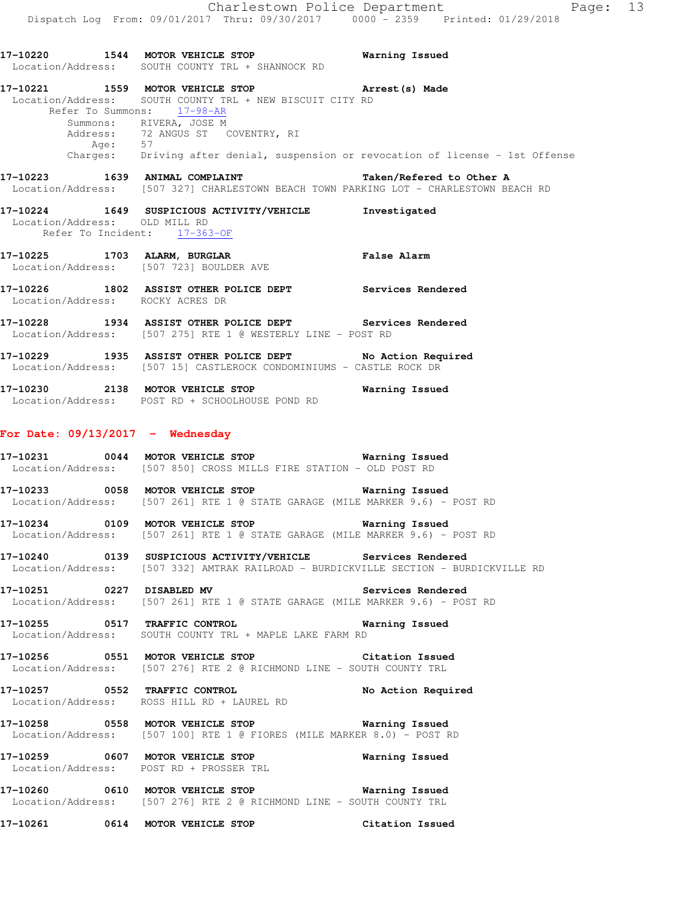**17-10220 1544 MOTOR VEHICLE STOP Warning Issued**
Location/Address: SOUTH COUNTY TRL + SHANNOCK RD

**17-10221 1559 MOTOR VEHICLE STOP Arrest(s) Made**
Location/Address: SOUTH COUNTY TRL + NEW BISCUIT CITY RD
Refer To Summons: 17-98-AR
Summons: RIVERA, JOSE M
Address: 72 ANGUS ST COVENTRY, RI
Age: 57
Charges: Driving after denial, suspension or revocation of license - 1st Offense

**17-10223 1639 ANIMAL COMPLAINT Taken/Refered to Other A**
Location/Address: [507 327] CHARLESTOWN BEACH TOWN PARKING LOT - CHARLESTOWN BEACH RD

**17-10224 1649 SUSPICIOUS ACTIVITY/VEHICLE Investigated**
Location/Address: OLD MILL RD
Refer To Incident: 17-363-OF

**17-10225 1703 ALARM, BURGLAR False Alarm**
Location/Address: [507 723] BOULDER AVE

**17-10226 1802 ASSIST OTHER POLICE DEPT Services Rendered**
Location/Address: ROCKY ACRES DR

**17-10228 1934 ASSIST OTHER POLICE DEPT Services Rendered**
Location/Address: [507 275] RTE 1 @ WESTERLY LINE - POST RD

**17-10229 1935 ASSIST OTHER POLICE DEPT No Action Required**
Location/Address: [507 15] CASTLEROCK CONDOMINIUMS - CASTLE ROCK DR

**17-10230 2138 MOTOR VEHICLE STOP Warning Issued**
Location/Address: POST RD + SCHOOLHOUSE POND RD

## For Date: 09/13/2017 - Wednesday

**17-10231 0044 MOTOR VEHICLE STOP Warning Issued**
Location/Address: [507 850] CROSS MILLS FIRE STATION - OLD POST RD

**17-10233 0058 MOTOR VEHICLE STOP Warning Issued**
Location/Address: [507 261] RTE 1 @ STATE GARAGE (MILE MARKER 9.6) - POST RD

**17-10234 0109 MOTOR VEHICLE STOP Warning Issued**
Location/Address: [507 261] RTE 1 @ STATE GARAGE (MILE MARKER 9.6) - POST RD

**17-10240 0139 SUSPICIOUS ACTIVITY/VEHICLE Services Rendered**
Location/Address: [507 332] AMTRAK RAILROAD - BURDICKVILLE SECTION - BURDICKVILLE RD

**17-10251 0227 DISABLED MV Services Rendered**
Location/Address: [507 261] RTE 1 @ STATE GARAGE (MILE MARKER 9.6) - POST RD

**17-10255 0517 TRAFFIC CONTROL Warning Issued**
Location/Address: SOUTH COUNTY TRL + MAPLE LAKE FARM RD

**17-10256 0551 MOTOR VEHICLE STOP Citation Issued**
Location/Address: [507 276] RTE 2 @ RICHMOND LINE - SOUTH COUNTY TRL

**17-10257 0552 TRAFFIC CONTROL No Action Required**
Location/Address: ROSS HILL RD + LAUREL RD

**17-10258 0558 MOTOR VEHICLE STOP Warning Issued**
Location/Address: [507 100] RTE 1 @ FIORES (MILE MARKER 8.0) - POST RD

**17-10259 0607 MOTOR VEHICLE STOP Warning Issued**
Location/Address: POST RD + PROSSER TRL

**17-10260 0610 MOTOR VEHICLE STOP Warning Issued**
Location/Address: [507 276] RTE 2 @ RICHMOND LINE - SOUTH COUNTY TRL

**17-10261 0614 MOTOR VEHICLE STOP Citation Issued**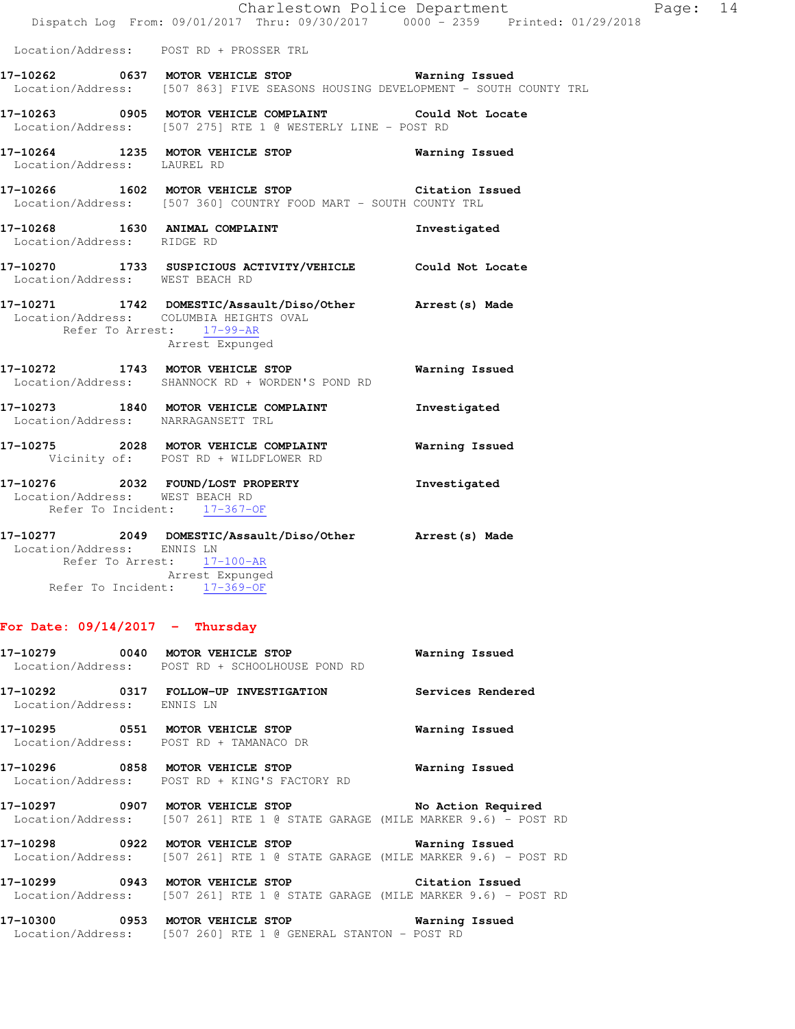Location/Address: POST RD + PROSSER TRL

**17-10262 0637 MOTOR VEHICLE STOP** Warning Issued
Location/Address: [507 863] FIVE SEASONS HOUSING DEVELOPMENT - SOUTH COUNTY TRL

**17-10263 0905 MOTOR VEHICLE COMPLAINT** Could Not Locate
Location/Address: [507 275] RTE 1 @ WESTERLY LINE - POST RD

**17-10264 1235 MOTOR VEHICLE STOP** Warning Issued
Location/Address: LAUREL RD

**17-10266 1602 MOTOR VEHICLE STOP** Citation Issued
Location/Address: [507 360] COUNTRY FOOD MART - SOUTH COUNTY TRL

**17-10268 1630 ANIMAL COMPLAINT** Investigated
Location/Address: RIDGE RD

**17-10270 1733 SUSPICIOUS ACTIVITY/VEHICLE** Could Not Locate
Location/Address: WEST BEACH RD

**17-10271 1742 DOMESTIC/Assault/Diso/Other** Arrest(s) Made
Location/Address: COLUMBIA HEIGHTS OVAL
Refer To Arrest: 17-99-AR
Arrest Expunged

**17-10272 1743 MOTOR VEHICLE STOP** Warning Issued
Location/Address: SHANNOCK RD + WORDEN'S POND RD

**17-10273 1840 MOTOR VEHICLE COMPLAINT** Investigated
Location/Address: NARRAGANSETT TRL

**17-10275 2028 MOTOR VEHICLE COMPLAINT** Warning Issued
Vicinity of: POST RD + WILDFLOWER RD

**17-10276 2032 FOUND/LOST PROPERTY** Investigated
Location/Address: WEST BEACH RD
Refer To Incident: 17-367-OF

**17-10277 2049 DOMESTIC/Assault/Diso/Other** Arrest(s) Made
Location/Address: ENNIS LN
Refer To Arrest: 17-100-AR
Arrest Expunged
Refer To Incident: 17-369-OF

## For Date: 09/14/2017 - Thursday

**17-10279 0040 MOTOR VEHICLE STOP** Warning Issued
Location/Address: POST RD + SCHOOLHOUSE POND RD

**17-10292 0317 FOLLOW-UP INVESTIGATION** Services Rendered
Location/Address: ENNIS LN

**17-10295 0551 MOTOR VEHICLE STOP** Warning Issued
Location/Address: POST RD + TAMANACO DR

**17-10296 0858 MOTOR VEHICLE STOP** Warning Issued
Location/Address: POST RD + KING'S FACTORY RD

**17-10297 0907 MOTOR VEHICLE STOP** No Action Required
Location/Address: [507 261] RTE 1 @ STATE GARAGE (MILE MARKER 9.6) - POST RD

**17-10298 0922 MOTOR VEHICLE STOP** Warning Issued
Location/Address: [507 261] RTE 1 @ STATE GARAGE (MILE MARKER 9.6) - POST RD

**17-10299 0943 MOTOR VEHICLE STOP** Citation Issued
Location/Address: [507 261] RTE 1 @ STATE GARAGE (MILE MARKER 9.6) - POST RD

**17-10300 0953 MOTOR VEHICLE STOP** Warning Issued
Location/Address: [507 260] RTE 1 @ GENERAL STANTON - POST RD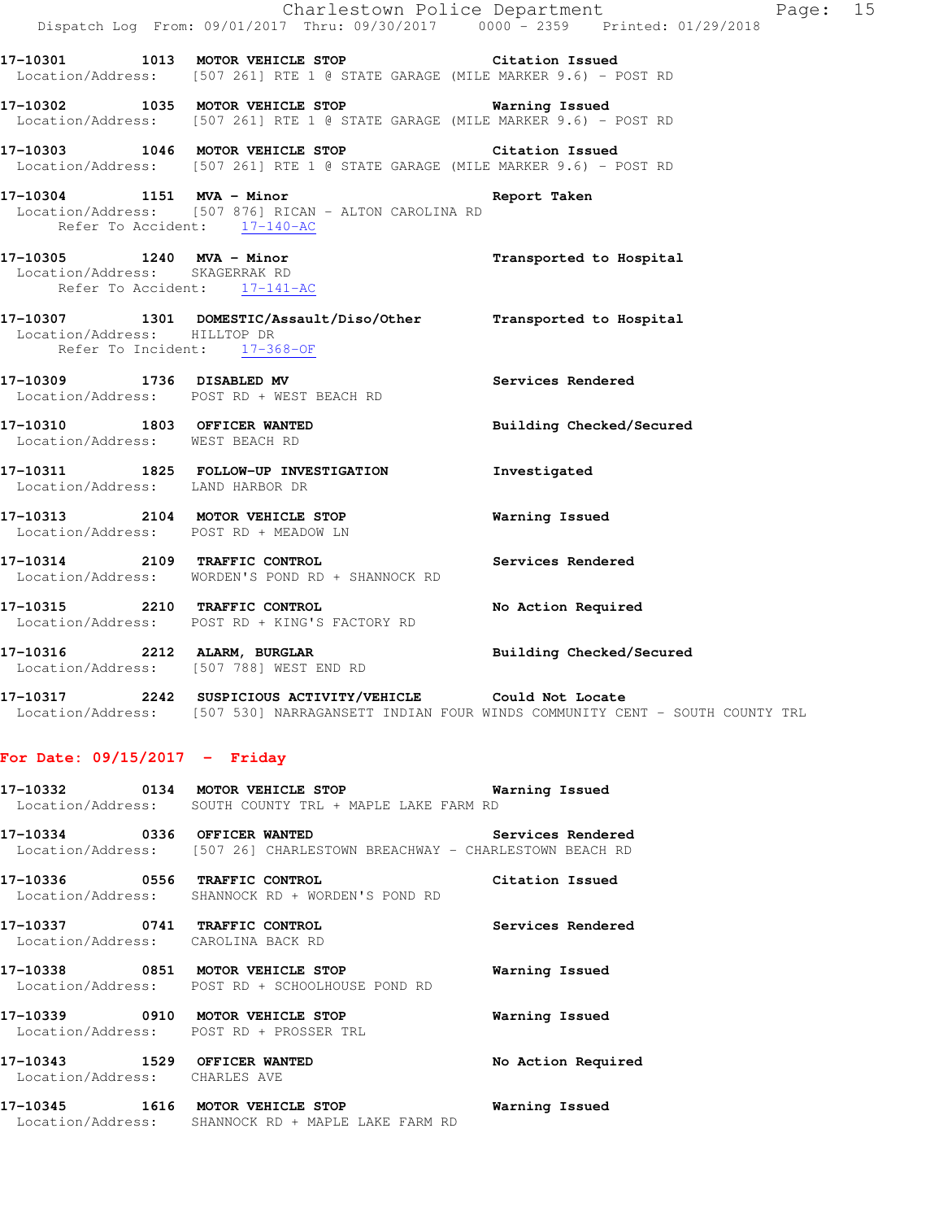17-10301 1013 MOTOR VEHICLE STOP Citation Issued
Location/Address: [507 261] RTE 1 @ STATE GARAGE (MILE MARKER 9.6) - POST RD

17-10302 1035 MOTOR VEHICLE STOP Warning Issued
Location/Address: [507 261] RTE 1 @ STATE GARAGE (MILE MARKER 9.6) - POST RD

17-10303 1046 MOTOR VEHICLE STOP Citation Issued
Location/Address: [507 261] RTE 1 @ STATE GARAGE (MILE MARKER 9.6) - POST RD

17-10304 1151 MVA - Minor Report Taken
Location/Address: [507 876] RICAN - ALTON CAROLINA RD
Refer To Accident: 17-140-AC

17-10305 1240 MVA - Minor Transported to Hospital
Location/Address: SKAGERRAK RD
Refer To Accident: 17-141-AC

17-10307 1301 DOMESTIC/Assault/Diso/Other Transported to Hospital
Location/Address: HILLTOP DR
Refer To Incident: 17-368-OF

17-10309 1736 DISABLED MV Services Rendered
Location/Address: POST RD + WEST BEACH RD

17-10310 1803 OFFICER WANTED Building Checked/Secured
Location/Address: WEST BEACH RD

17-10311 1825 FOLLOW-UP INVESTIGATION Investigated
Location/Address: LAND HARBOR DR

17-10313 2104 MOTOR VEHICLE STOP Warning Issued
Location/Address: POST RD + MEADOW LN

17-10314 2109 TRAFFIC CONTROL Services Rendered
Location/Address: WORDEN'S POND RD + SHANNOCK RD

17-10315 2210 TRAFFIC CONTROL No Action Required
Location/Address: POST RD + KING'S FACTORY RD

17-10316 2212 ALARM, BURGLAR Building Checked/Secured
Location/Address: [507 788] WEST END RD

17-10317 2242 SUSPICIOUS ACTIVITY/VEHICLE Could Not Locate
Location/Address: [507 530] NARRAGANSETT INDIAN FOUR WINDS COMMUNITY CENT - SOUTH COUNTY TRL

## For Date: 09/15/2017 - Friday

17-10332 0134 MOTOR VEHICLE STOP Warning Issued
Location/Address: SOUTH COUNTY TRL + MAPLE LAKE FARM RD

17-10334 0336 OFFICER WANTED Services Rendered
Location/Address: [507 26] CHARLESTOWN BREACHWAY - CHARLESTOWN BEACH RD

17-10336 0556 TRAFFIC CONTROL Citation Issued
Location/Address: SHANNOCK RD + WORDEN'S POND RD

17-10337 0741 TRAFFIC CONTROL Services Rendered
Location/Address: CAROLINA BACK RD

17-10338 0851 MOTOR VEHICLE STOP Warning Issued
Location/Address: POST RD + SCHOOLHOUSE POND RD

17-10339 0910 MOTOR VEHICLE STOP Warning Issued
Location/Address: POST RD + PROSSER TRL

17-10343 1529 OFFICER WANTED No Action Required
Location/Address: CHARLES AVE

17-10345 1616 MOTOR VEHICLE STOP Warning Issued
Location/Address: SHANNOCK RD + MAPLE LAKE FARM RD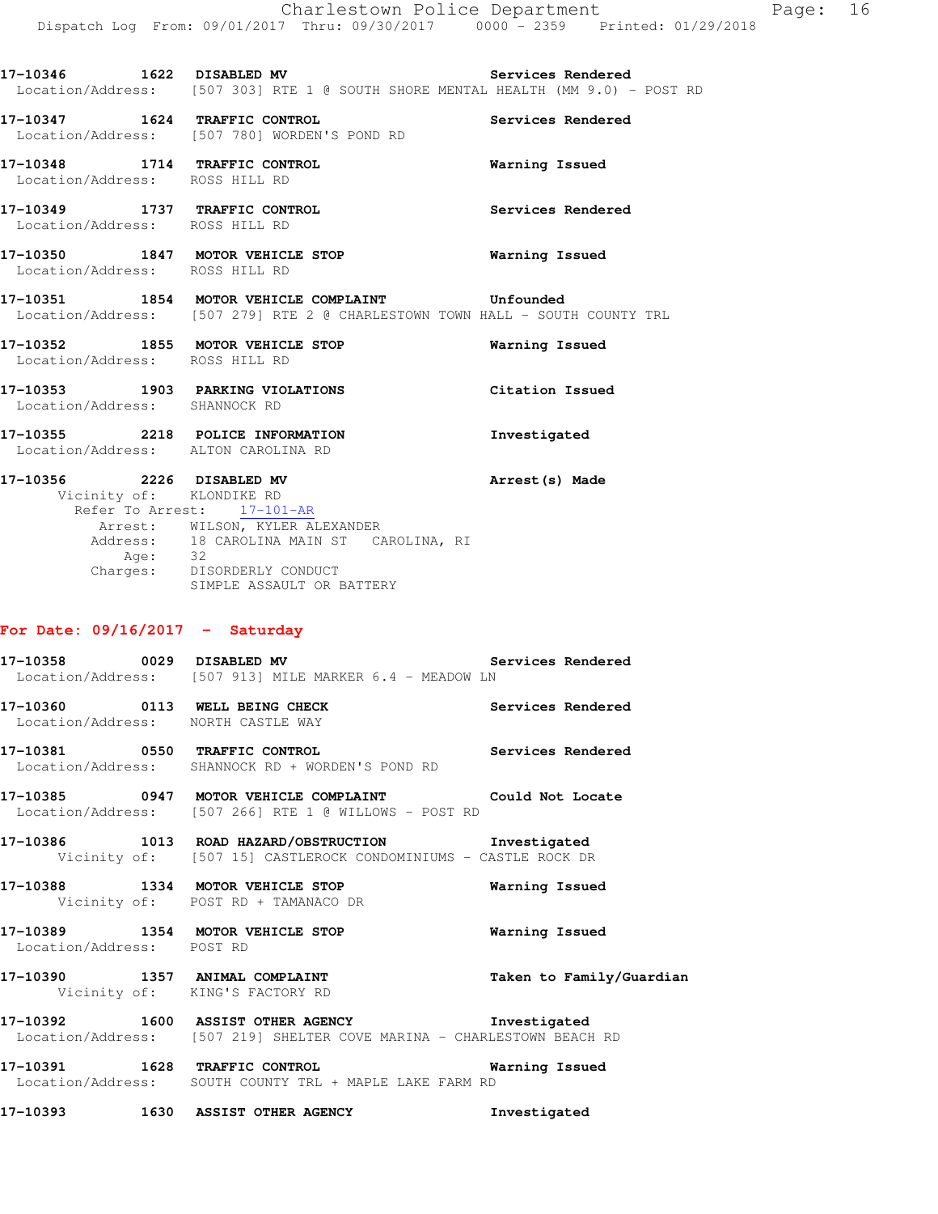17-10346 1622 **DISABLED MV** Services Rendered
Location/Address: [507 303] RTE 1 @ SOUTH SHORE MENTAL HEALTH (MM 9.0) - POST RD

17-10347 1624 **TRAFFIC CONTROL** Services Rendered
Location/Address: [507 780] WORDEN'S POND RD

17-10348 1714 **TRAFFIC CONTROL** Warning Issued
Location/Address: ROSS HILL RD

17-10349 1737 **TRAFFIC CONTROL** Services Rendered
Location/Address: ROSS HILL RD

17-10350 1847 **MOTOR VEHICLE STOP** Warning Issued
Location/Address: ROSS HILL RD

17-10351 1854 **MOTOR VEHICLE COMPLAINT** Unfounded
Location/Address: [507 279] RTE 2 @ CHARLESTOWN TOWN HALL - SOUTH COUNTY TRL

17-10352 1855 **MOTOR VEHICLE STOP** Warning Issued
Location/Address: ROSS HILL RD

17-10353 1903 **PARKING VIOLATIONS** Citation Issued
Location/Address: SHANNOCK RD

17-10355 2218 **POLICE INFORMATION** Investigated
Location/Address: ALTON CAROLINA RD

17-10356 2226 **DISABLED MV** Arrest(s) Made
Vicinity of: KLONDIKE RD
Refer To Arrest: 17-101-AR
Arrest: WILSON, KYLER ALEXANDER
Address: 18 CAROLINA MAIN ST CAROLINA, RI
Age: 32
Charges: DISORDERLY CONDUCT
SIMPLE ASSAULT OR BATTERY

## For Date: 09/16/2017 - Saturday

17-10358 0029 **DISABLED MV** Services Rendered
Location/Address: [507 913] MILE MARKER 6.4 - MEADOW LN

17-10360 0113 **WELL BEING CHECK** Services Rendered
Location/Address: NORTH CASTLE WAY

17-10381 0550 **TRAFFIC CONTROL** Services Rendered
Location/Address: SHANNOCK RD + WORDEN'S POND RD

17-10385 0947 **MOTOR VEHICLE COMPLAINT** Could Not Locate
Location/Address: [507 266] RTE 1 @ WILLOWS - POST RD

17-10386 1013 **ROAD HAZARD/OBSTRUCTION** Investigated
Vicinity of: [507 15] CASTLEROCK CONDOMINIUMS - CASTLE ROCK DR

17-10388 1334 **MOTOR VEHICLE STOP** Warning Issued
Vicinity of: POST RD + TAMANACO DR

17-10389 1354 **MOTOR VEHICLE STOP** Warning Issued
Location/Address: POST RD

17-10390 1357 **ANIMAL COMPLAINT** Taken to Family/Guardian
Vicinity of: KING'S FACTORY RD

17-10392 1600 **ASSIST OTHER AGENCY** Investigated
Location/Address: [507 219] SHELTER COVE MARINA - CHARLESTOWN BEACH RD

17-10391 1628 **TRAFFIC CONTROL** Warning Issued
Location/Address: SOUTH COUNTY TRL + MAPLE LAKE FARM RD

17-10393 1630 **ASSIST OTHER AGENCY** Investigated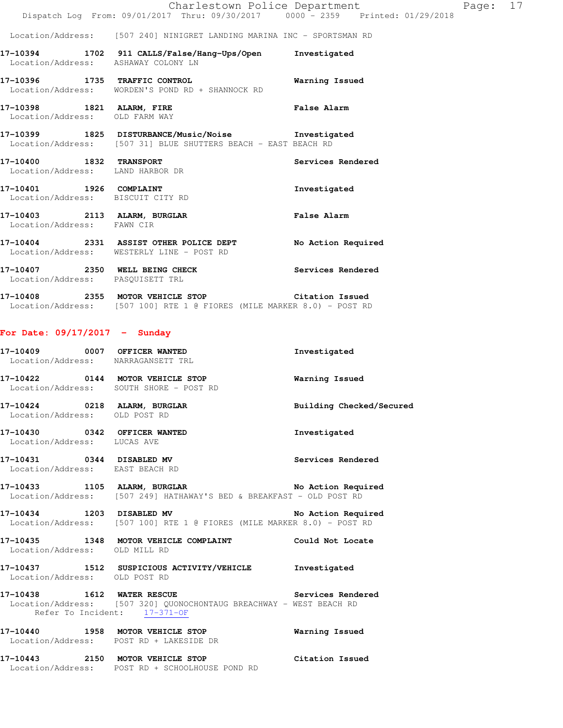Location/Address: [507 240] NINIGRET LANDING MARINA INC - SPORTSMAN RD

**17-10394 1702 911 CALLS/False/Hang-Ups/Open** Investigated
Location/Address: ASHAWAY COLONY LN

**17-10396 1735 TRAFFIC CONTROL** Warning Issued
Location/Address: WORDEN'S POND RD + SHANNOCK RD

**17-10398 1821 ALARM, FIRE** False Alarm
Location/Address: OLD FARM WAY

**17-10399 1825 DISTURBANCE/Music/Noise** Investigated
Location/Address: [507 31] BLUE SHUTTERS BEACH - EAST BEACH RD

**17-10400 1832 TRANSPORT** Services Rendered
Location/Address: LAND HARBOR DR

**17-10401 1926 COMPLAINT** Investigated
Location/Address: BISCUIT CITY RD

**17-10403 2113 ALARM, BURGLAR** False Alarm
Location/Address: FAWN CIR

**17-10404 2331 ASSIST OTHER POLICE DEPT** No Action Required
Location/Address: WESTERLY LINE - POST RD

**17-10407 2350 WELL BEING CHECK** Services Rendered
Location/Address: PASQUISETT TRL

**17-10408 2355 MOTOR VEHICLE STOP** Citation Issued
Location/Address: [507 100] RTE 1 @ FIORES (MILE MARKER 8.0) - POST RD

## For Date: 09/17/2017 - Sunday

**17-10409 0007 OFFICER WANTED** Investigated
Location/Address: NARRAGANSETT TRL

**17-10422 0144 MOTOR VEHICLE STOP** Warning Issued
Location/Address: SOUTH SHORE - POST RD

**17-10424 0218 ALARM, BURGLAR** Building Checked/Secured
Location/Address: OLD POST RD

**17-10430 0342 OFFICER WANTED** Investigated
Location/Address: LUCAS AVE

**17-10431 0344 DISABLED MV** Services Rendered
Location/Address: EAST BEACH RD

**17-10433 1105 ALARM, BURGLAR** No Action Required
Location/Address: [507 249] HATHAWAY'S BED & BREAKFAST - OLD POST RD

**17-10434 1203 DISABLED MV** No Action Required
Location/Address: [507 100] RTE 1 @ FIORES (MILE MARKER 8.0) - POST RD

**17-10435 1348 MOTOR VEHICLE COMPLAINT** Could Not Locate
Location/Address: OLD MILL RD

**17-10437 1512 SUSPICIOUS ACTIVITY/VEHICLE** Investigated
Location/Address: OLD POST RD

**17-10438 1612 WATER RESCUE** Services Rendered
Location/Address: [507 320] QUONOCHONTAUG BREACHWAY - WEST BEACH RD
Refer To Incident: 17-371-OF

**17-10440 1958 MOTOR VEHICLE STOP** Warning Issued
Location/Address: POST RD + LAKESIDE DR

**17-10443 2150 MOTOR VEHICLE STOP** Citation Issued
Location/Address: POST RD + SCHOOLHOUSE POND RD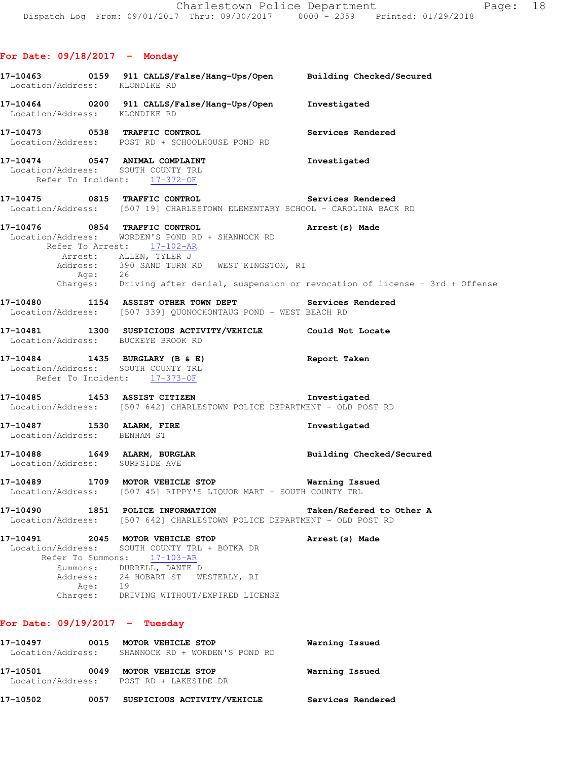## For Date: 09/18/2017 - Monday

**17-10463** 0159 **911 CALLS/False/Hang-Ups/Open** Building Checked/Secured
Location/Address: KLONDIKE RD

**17-10464** 0200 **911 CALLS/False/Hang-Ups/Open** Investigated
Location/Address: KLONDIKE RD

**17-10473** 0538 **TRAFFIC CONTROL** Services Rendered
Location/Address: POST RD + SCHOOLHOUSE POND RD

**17-10474** 0547 **ANIMAL COMPLAINT** Investigated
Location/Address: SOUTH COUNTY TRL
Refer To Incident: 17-372-OF

**17-10475** 0815 **TRAFFIC CONTROL** Services Rendered
Location/Address: [507 19] CHARLESTOWN ELEMENTARY SCHOOL - CAROLINA BACK RD

**17-10476** 0854 **TRAFFIC CONTROL** Arrest(s) Made
Location/Address: WORDEN'S POND RD + SHANNOCK RD
Refer To Arrest: 17-102-AR
Arrest: ALLEN, TYLER J
Address: 390 SAND TURN RD WEST KINGSTON, RI
Age: 26
Charges: Driving after denial, suspension or revocation of license - 3rd + Offense

**17-10480** 1154 **ASSIST OTHER TOWN DEPT** Services Rendered
Location/Address: [507 339] QUONOCHONTAUG POND - WEST BEACH RD

**17-10481** 1300 **SUSPICIOUS ACTIVITY/VEHICLE** Could Not Locate
Location/Address: BUCKEYE BROOK RD

**17-10484** 1435 **BURGLARY (B & E)** Report Taken
Location/Address: SOUTH COUNTY TRL
Refer To Incident: 17-373-OF

**17-10485** 1453 **ASSIST CITIZEN** Investigated
Location/Address: [507 642] CHARLESTOWN POLICE DEPARTMENT - OLD POST RD

**17-10487** 1530 **ALARM, FIRE** Investigated
Location/Address: BENHAM ST

**17-10488** 1649 **ALARM, BURGLAR** Building Checked/Secured
Location/Address: SURFSIDE AVE

**17-10489** 1709 **MOTOR VEHICLE STOP** Warning Issued
Location/Address: [507 45] RIPPY'S LIQUOR MART - SOUTH COUNTY TRL

**17-10490** 1851 **POLICE INFORMATION** Taken/Refered to Other A
Location/Address: [507 642] CHARLESTOWN POLICE DEPARTMENT - OLD POST RD

**17-10491** 2045 **MOTOR VEHICLE STOP** Arrest(s) Made
Location/Address: SOUTH COUNTY TRL + BOTKA DR
Refer To Summons: 17-103-AR
Summons: DURRELL, DANTE D
Address: 24 HOBART ST WESTERLY, RI
Age: 19
Charges: DRIVING WITHOUT/EXPIRED LICENSE

## For Date: 09/19/2017 - Tuesday

**17-10497** 0015 **MOTOR VEHICLE STOP** Warning Issued
Location/Address: SHANNOCK RD + WORDEN'S POND RD

**17-10501** 0049 **MOTOR VEHICLE STOP** Warning Issued
Location/Address: POST RD + LAKESIDE DR

**17-10502** 0057 **SUSPICIOUS ACTIVITY/VEHICLE** Services Rendered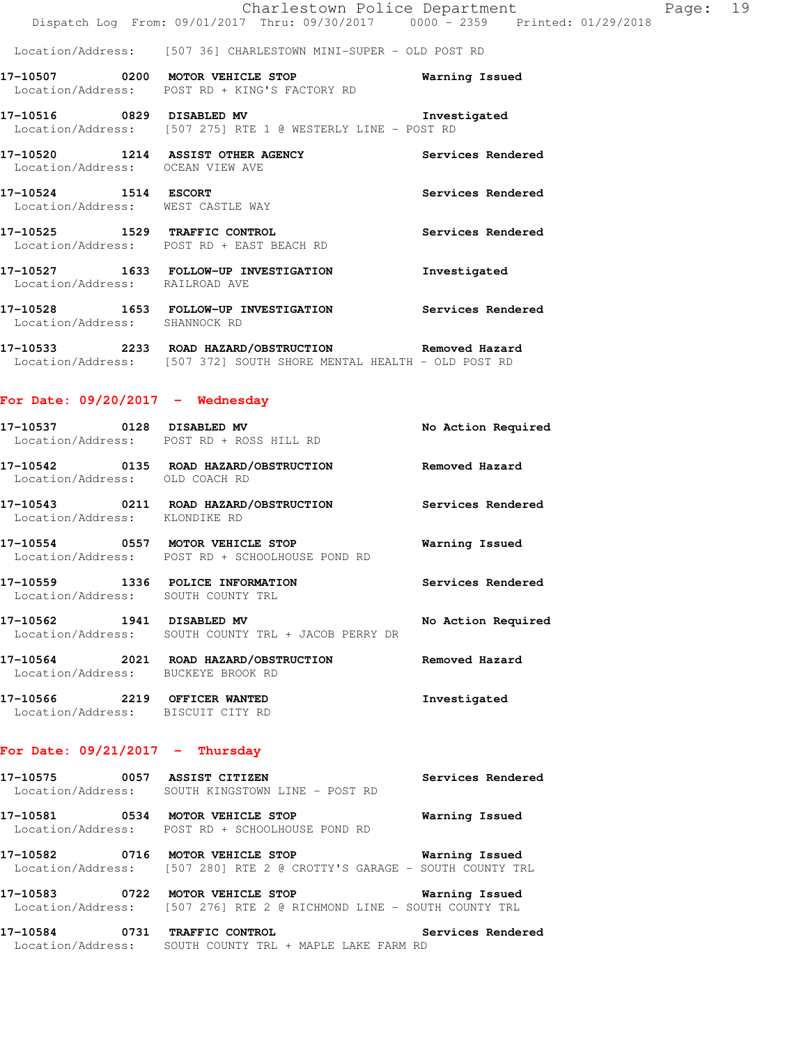Location/Address: [507 36] CHARLESTOWN MINI-SUPER - OLD POST RD

**17-10507 0200 MOTOR VEHICLE STOP** Warning Issued
Location/Address: POST RD + KING'S FACTORY RD

**17-10516 0829 DISABLED MV** Investigated
Location/Address: [507 275] RTE 1 @ WESTERLY LINE - POST RD

**17-10520 1214 ASSIST OTHER AGENCY** Services Rendered
Location/Address: OCEAN VIEW AVE

**17-10524 1514 ESCORT** Services Rendered
Location/Address: WEST CASTLE WAY

**17-10525 1529 TRAFFIC CONTROL** Services Rendered
Location/Address: POST RD + EAST BEACH RD

**17-10527 1633 FOLLOW-UP INVESTIGATION** Investigated
Location/Address: RAILROAD AVE

**17-10528 1653 FOLLOW-UP INVESTIGATION** Services Rendered
Location/Address: SHANNOCK RD

**17-10533 2233 ROAD HAZARD/OBSTRUCTION** Removed Hazard
Location/Address: [507 372] SOUTH SHORE MENTAL HEALTH - OLD POST RD

## For Date: 09/20/2017 - Wednesday

**17-10537 0128 DISABLED MV** No Action Required
Location/Address: POST RD + ROSS HILL RD

**17-10542 0135 ROAD HAZARD/OBSTRUCTION** Removed Hazard
Location/Address: OLD COACH RD

**17-10543 0211 ROAD HAZARD/OBSTRUCTION** Services Rendered
Location/Address: KLONDIKE RD

**17-10554 0557 MOTOR VEHICLE STOP** Warning Issued
Location/Address: POST RD + SCHOOLHOUSE POND RD

**17-10559 1336 POLICE INFORMATION** Services Rendered
Location/Address: SOUTH COUNTY TRL

**17-10562 1941 DISABLED MV** No Action Required
Location/Address: SOUTH COUNTY TRL + JACOB PERRY DR

**17-10564 2021 ROAD HAZARD/OBSTRUCTION** Removed Hazard
Location/Address: BUCKEYE BROOK RD

**17-10566 2219 OFFICER WANTED** Investigated
Location/Address: BISCUIT CITY RD

## For Date: 09/21/2017 - Thursday

**17-10575 0057 ASSIST CITIZEN** Services Rendered
Location/Address: SOUTH KINGSTOWN LINE - POST RD

**17-10581 0534 MOTOR VEHICLE STOP** Warning Issued
Location/Address: POST RD + SCHOOLHOUSE POND RD

**17-10582 0716 MOTOR VEHICLE STOP** Warning Issued
Location/Address: [507 280] RTE 2 @ CROTTY'S GARAGE - SOUTH COUNTY TRL

**17-10583 0722 MOTOR VEHICLE STOP** Warning Issued
Location/Address: [507 276] RTE 2 @ RICHMOND LINE - SOUTH COUNTY TRL

**17-10584 0731 TRAFFIC CONTROL** Services Rendered
Location/Address: SOUTH COUNTY TRL + MAPLE LAKE FARM RD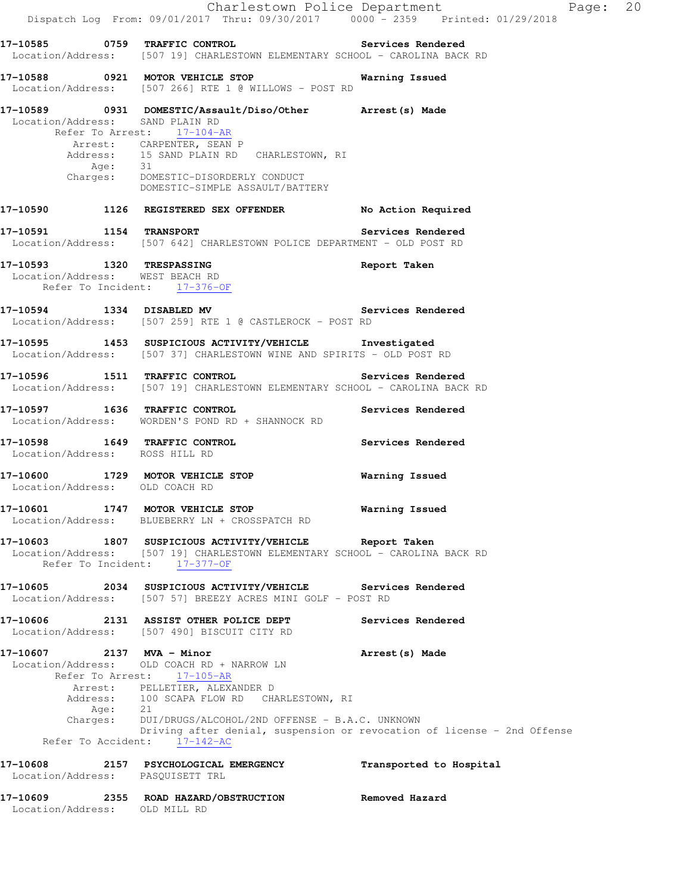**17-10585 0759 TRAFFIC CONTROL** — Services Rendered
Location/Address: [507 19] CHARLESTOWN ELEMENTARY SCHOOL - CAROLINA BACK RD

**17-10588 0921 MOTOR VEHICLE STOP** — Warning Issued
Location/Address: [507 266] RTE 1 @ WILLOWS - POST RD

**17-10589 0931 DOMESTIC/Assault/Diso/Other** — Arrest(s) Made
Location/Address: SAND PLAIN RD
Refer To Arrest: 17-104-AR
Arrest: CARPENTER, SEAN P
Address: 15 SAND PLAIN RD CHARLESTOWN, RI
Age: 31
Charges: DOMESTIC-DISORDERLY CONDUCT
DOMESTIC-SIMPLE ASSAULT/BATTERY

**17-10590 1126 REGISTERED SEX OFFENDER** — No Action Required

**17-10591 1154 TRANSPORT** — Services Rendered
Location/Address: [507 642] CHARLESTOWN POLICE DEPARTMENT - OLD POST RD

**17-10593 1320 TRESPASSING** — Report Taken
Location/Address: WEST BEACH RD
Refer To Incident: 17-376-OF

**17-10594 1334 DISABLED MV** — Services Rendered
Location/Address: [507 259] RTE 1 @ CASTLEROCK - POST RD

**17-10595 1453 SUSPICIOUS ACTIVITY/VEHICLE** — Investigated
Location/Address: [507 37] CHARLESTOWN WINE AND SPIRITS - OLD POST RD

**17-10596 1511 TRAFFIC CONTROL** — Services Rendered
Location/Address: [507 19] CHARLESTOWN ELEMENTARY SCHOOL - CAROLINA BACK RD

**17-10597 1636 TRAFFIC CONTROL** — Services Rendered
Location/Address: WORDEN'S POND RD + SHANNOCK RD

**17-10598 1649 TRAFFIC CONTROL** — Services Rendered
Location/Address: ROSS HILL RD

**17-10600 1729 MOTOR VEHICLE STOP** — Warning Issued
Location/Address: OLD COACH RD

**17-10601 1747 MOTOR VEHICLE STOP** — Warning Issued
Location/Address: BLUEBERRY LN + CROSSPATCH RD

**17-10603 1807 SUSPICIOUS ACTIVITY/VEHICLE** — Report Taken
Location/Address: [507 19] CHARLESTOWN ELEMENTARY SCHOOL - CAROLINA BACK RD
Refer To Incident: 17-377-OF

**17-10605 2034 SUSPICIOUS ACTIVITY/VEHICLE** — Services Rendered
Location/Address: [507 57] BREEZY ACRES MINI GOLF - POST RD

**17-10606 2131 ASSIST OTHER POLICE DEPT** — Services Rendered
Location/Address: [507 490] BISCUIT CITY RD

**17-10607 2137 MVA - Minor** — Arrest(s) Made
Location/Address: OLD COACH RD + NARROW LN
Refer To Arrest: 17-105-AR
Arrest: PELLETIER, ALEXANDER D
Address: 100 SCAPA FLOW RD CHARLESTOWN, RI
Age: 21
Charges: DUI/DRUGS/ALCOHOL/2ND OFFENSE - B.A.C. UNKNOWN
Driving after denial, suspension or revocation of license - 2nd Offense
Refer To Accident: 17-142-AC

**17-10608 2157 PSYCHOLOGICAL EMERGENCY** — Transported to Hospital
Location/Address: PASQUISETT TRL

**17-10609 2355 ROAD HAZARD/OBSTRUCTION** — Removed Hazard
Location/Address: OLD MILL RD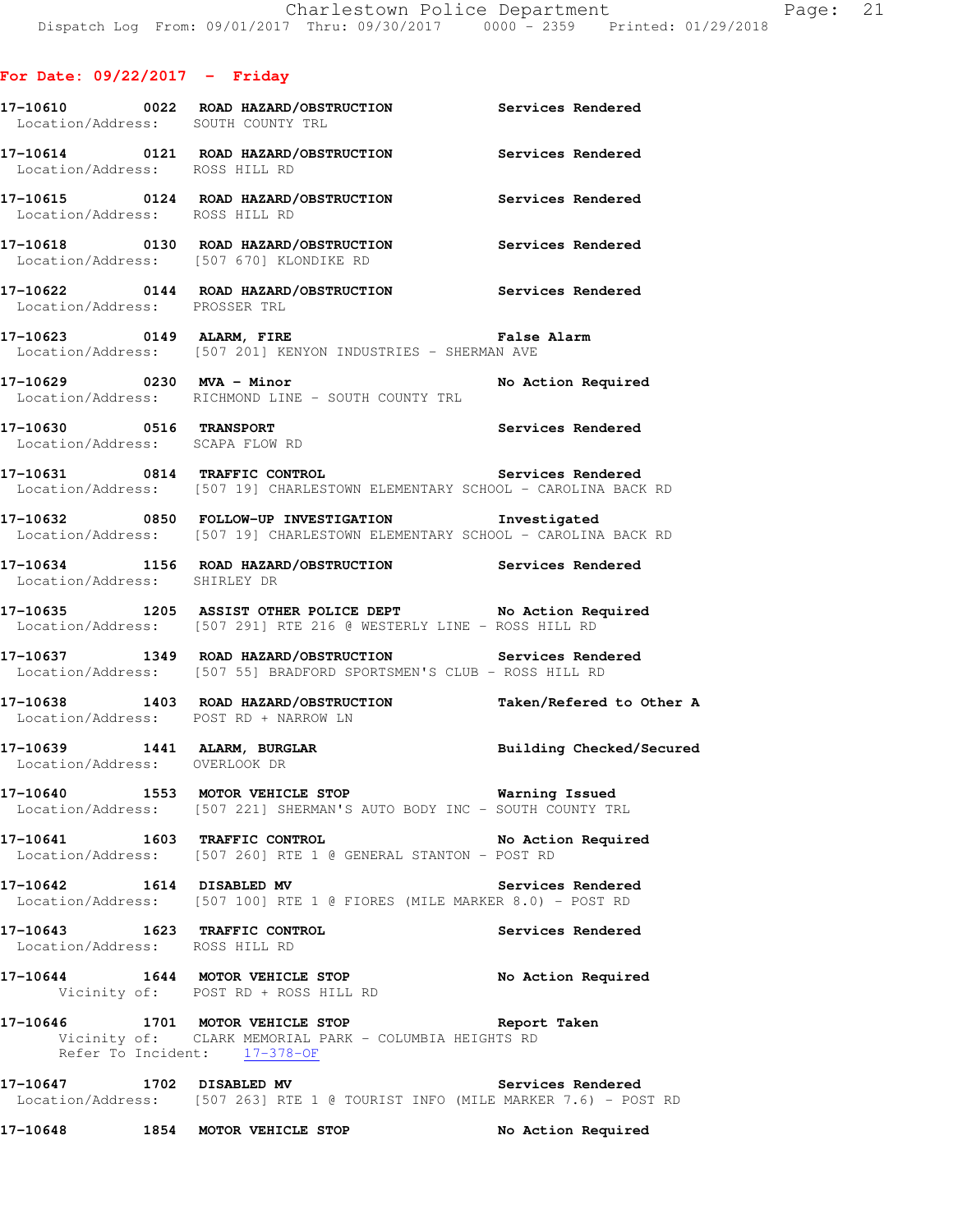**For Date: 09/22/2017 - Friday**

**17-10610** 0022 **ROAD HAZARD/OBSTRUCTION** **Services Rendered**
Location/Address: SOUTH COUNTY TRL

**17-10614** 0121 **ROAD HAZARD/OBSTRUCTION** **Services Rendered**
Location/Address: ROSS HILL RD

**17-10615** 0124 **ROAD HAZARD/OBSTRUCTION** **Services Rendered**
Location/Address: ROSS HILL RD

**17-10618** 0130 **ROAD HAZARD/OBSTRUCTION** **Services Rendered**
Location/Address: [507 670] KLONDIKE RD

**17-10622** 0144 **ROAD HAZARD/OBSTRUCTION** **Services Rendered**
Location/Address: PROSSER TRL

**17-10623** 0149 **ALARM, FIRE** **False Alarm**
Location/Address: [507 201] KENYON INDUSTRIES - SHERMAN AVE

**17-10629** 0230 **MVA - Minor** **No Action Required**
Location/Address: RICHMOND LINE - SOUTH COUNTY TRL

**17-10630** 0516 **TRANSPORT** **Services Rendered**
Location/Address: SCAPA FLOW RD

**17-10631** 0814 **TRAFFIC CONTROL** **Services Rendered**
Location/Address: [507 19] CHARLESTOWN ELEMENTARY SCHOOL - CAROLINA BACK RD

**17-10632** 0850 **FOLLOW-UP INVESTIGATION** **Investigated**
Location/Address: [507 19] CHARLESTOWN ELEMENTARY SCHOOL - CAROLINA BACK RD

**17-10634** 1156 **ROAD HAZARD/OBSTRUCTION** **Services Rendered**
Location/Address: SHIRLEY DR

**17-10635** 1205 **ASSIST OTHER POLICE DEPT** **No Action Required**
Location/Address: [507 291] RTE 216 @ WESTERLY LINE - ROSS HILL RD

**17-10637** 1349 **ROAD HAZARD/OBSTRUCTION** **Services Rendered**
Location/Address: [507 55] BRADFORD SPORTSMEN'S CLUB - ROSS HILL RD

**17-10638** 1403 **ROAD HAZARD/OBSTRUCTION** **Taken/Refered to Other A**
Location/Address: POST RD + NARROW LN

**17-10639** 1441 **ALARM, BURGLAR** **Building Checked/Secured**
Location/Address: OVERLOOK DR

**17-10640** 1553 **MOTOR VEHICLE STOP** **Warning Issued**
Location/Address: [507 221] SHERMAN'S AUTO BODY INC - SOUTH COUNTY TRL

**17-10641** 1603 **TRAFFIC CONTROL** **No Action Required**
Location/Address: [507 260] RTE 1 @ GENERAL STANTON - POST RD

**17-10642** 1614 **DISABLED MV** **Services Rendered**
Location/Address: [507 100] RTE 1 @ FIORES (MILE MARKER 8.0) - POST RD

**17-10643** 1623 **TRAFFIC CONTROL** **Services Rendered**
Location/Address: ROSS HILL RD

**17-10644** 1644 **MOTOR VEHICLE STOP** **No Action Required**
Vicinity of: POST RD + ROSS HILL RD

**17-10646** 1701 **MOTOR VEHICLE STOP** **Report Taken**
Vicinity of: CLARK MEMORIAL PARK - COLUMBIA HEIGHTS RD
Refer To Incident: 17-378-OF

**17-10647** 1702 **DISABLED MV** **Services Rendered**
Location/Address: [507 263] RTE 1 @ TOURIST INFO (MILE MARKER 7.6) - POST RD

**17-10648** 1854 **MOTOR VEHICLE STOP** **No Action Required**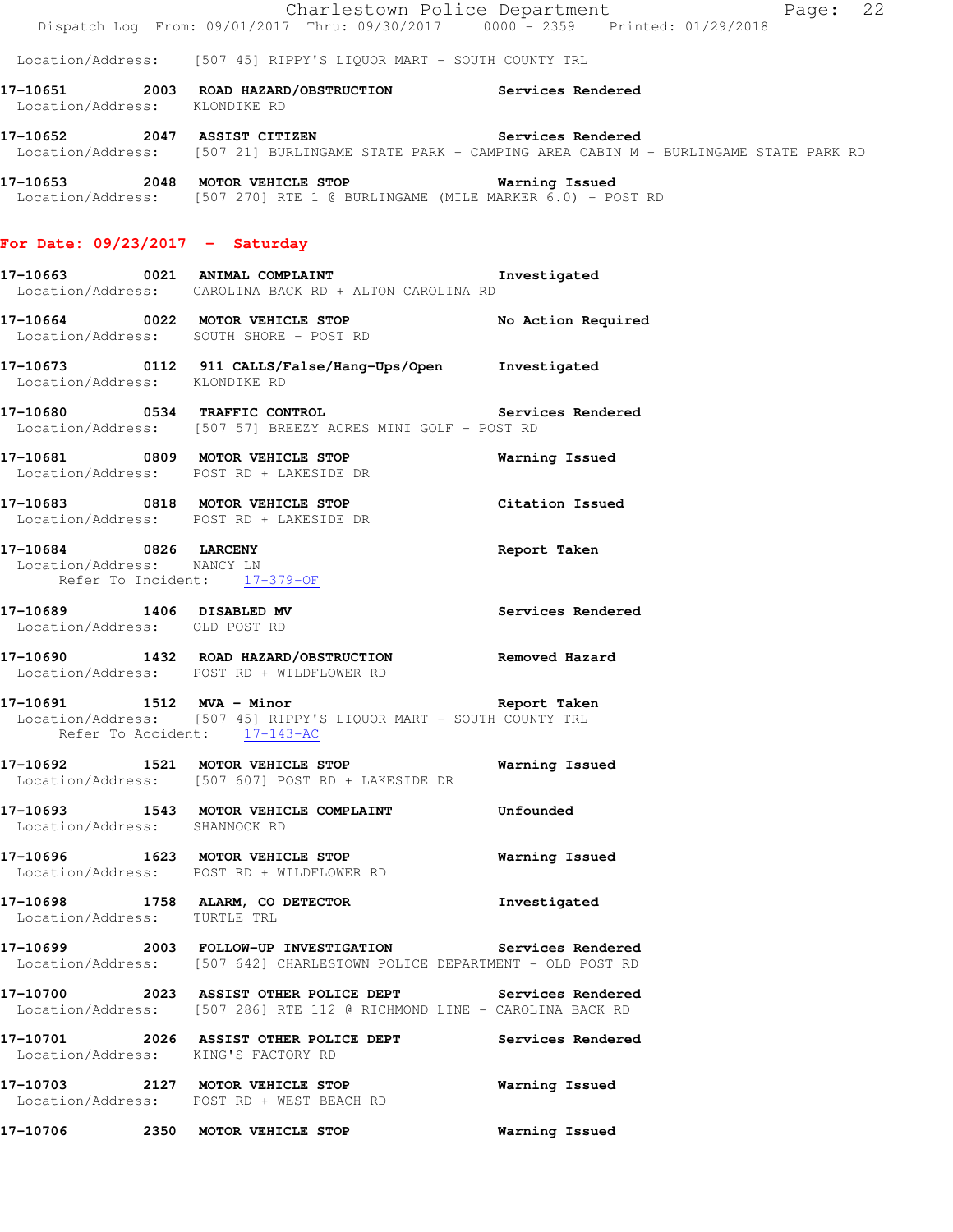Location/Address: [507 45] RIPPY'S LIQUOR MART - SOUTH COUNTY TRL

**17-10651 2003 ROAD HAZARD/OBSTRUCTION** **Services Rendered**
Location/Address: KLONDIKE RD

**17-10652 2047 ASSIST CITIZEN** **Services Rendered**
Location/Address: [507 21] BURLINGAME STATE PARK - CAMPING AREA CABIN M - BURLINGAME STATE PARK RD

**17-10653 2048 MOTOR VEHICLE STOP** **Warning Issued**
Location/Address: [507 270] RTE 1 @ BURLINGAME (MILE MARKER 6.0) - POST RD

## For Date: 09/23/2017 - Saturday

**17-10663 0021 ANIMAL COMPLAINT** **Investigated**
Location/Address: CAROLINA BACK RD + ALTON CAROLINA RD

**17-10664 0022 MOTOR VEHICLE STOP** **No Action Required**
Location/Address: SOUTH SHORE - POST RD

**17-10673 0112 911 CALLS/False/Hang-Ups/Open** **Investigated**
Location/Address: KLONDIKE RD

**17-10680 0534 TRAFFIC CONTROL** **Services Rendered**
Location/Address: [507 57] BREEZY ACRES MINI GOLF - POST RD

**17-10681 0809 MOTOR VEHICLE STOP** **Warning Issued**
Location/Address: POST RD + LAKESIDE DR

**17-10683 0818 MOTOR VEHICLE STOP** **Citation Issued**
Location/Address: POST RD + LAKESIDE DR

**17-10684 0826 LARCENY** **Report Taken**
Location/Address: NANCY LN
Refer To Incident: 17-379-OF

**17-10689 1406 DISABLED MV** **Services Rendered**
Location/Address: OLD POST RD

**17-10690 1432 ROAD HAZARD/OBSTRUCTION** **Removed Hazard**
Location/Address: POST RD + WILDFLOWER RD

**17-10691 1512 MVA - Minor** **Report Taken**
Location/Address: [507 45] RIPPY'S LIQUOR MART - SOUTH COUNTY TRL
Refer To Accident: 17-143-AC

**17-10692 1521 MOTOR VEHICLE STOP** **Warning Issued**
Location/Address: [507 607] POST RD + LAKESIDE DR

**17-10693 1543 MOTOR VEHICLE COMPLAINT** **Unfounded**
Location/Address: SHANNOCK RD

**17-10696 1623 MOTOR VEHICLE STOP** **Warning Issued**
Location/Address: POST RD + WILDFLOWER RD

**17-10698 1758 ALARM, CO DETECTOR** **Investigated**
Location/Address: TURTLE TRL

**17-10699 2003 FOLLOW-UP INVESTIGATION** **Services Rendered**
Location/Address: [507 642] CHARLESTOWN POLICE DEPARTMENT - OLD POST RD

**17-10700 2023 ASSIST OTHER POLICE DEPT** **Services Rendered**
Location/Address: [507 286] RTE 112 @ RICHMOND LINE - CAROLINA BACK RD

**17-10701 2026 ASSIST OTHER POLICE DEPT** **Services Rendered**
Location/Address: KING'S FACTORY RD

**17-10703 2127 MOTOR VEHICLE STOP** **Warning Issued**
Location/Address: POST RD + WEST BEACH RD

**17-10706 2350 MOTOR VEHICLE STOP** **Warning Issued**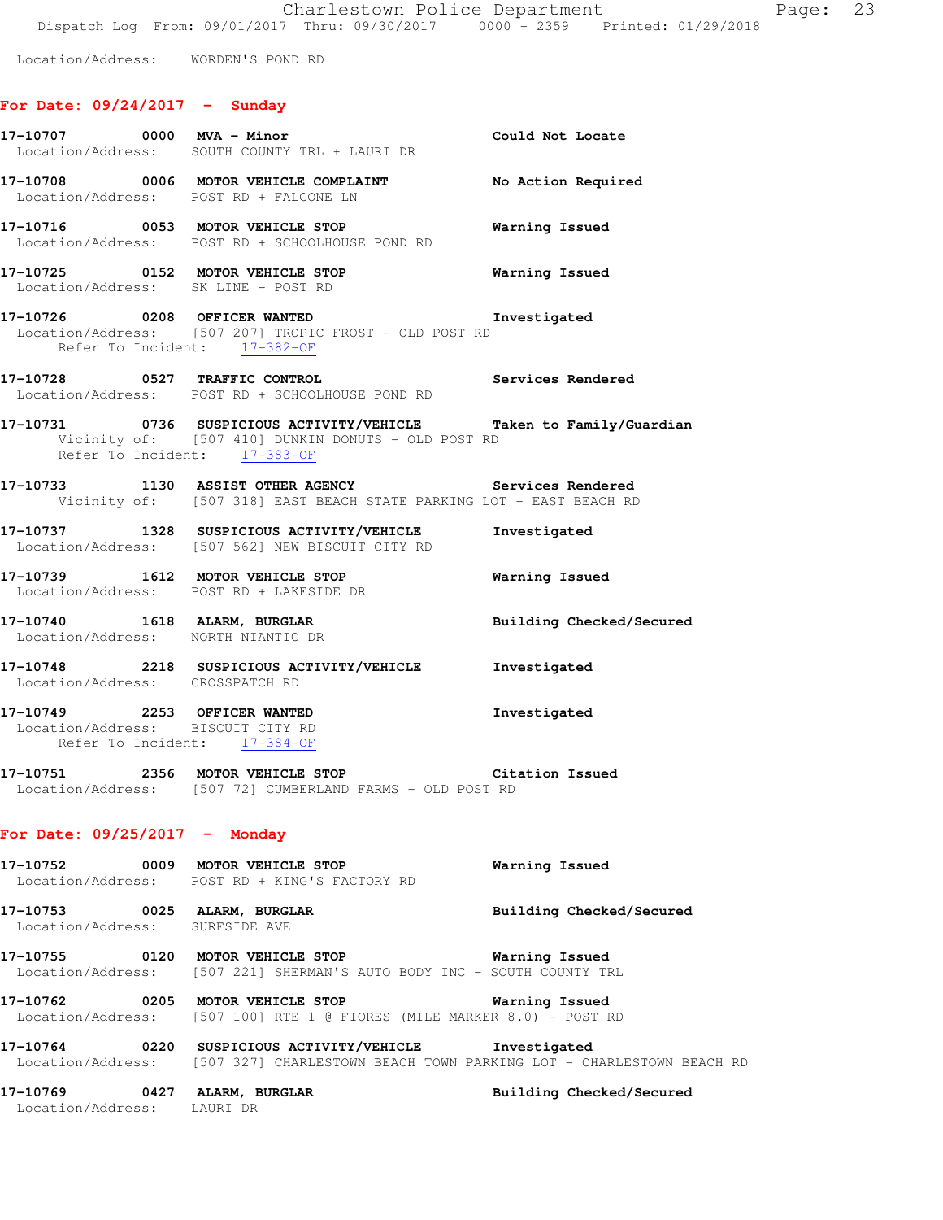Location/Address: WORDEN'S POND RD

## For Date: 09/24/2017 - Sunday

**17-10707 0000 MVA - Minor** Could Not Locate
Location/Address: SOUTH COUNTY TRL + LAURI DR

**17-10708 0006 MOTOR VEHICLE COMPLAINT** No Action Required
Location/Address: POST RD + FALCONE LN

**17-10716 0053 MOTOR VEHICLE STOP** Warning Issued
Location/Address: POST RD + SCHOOLHOUSE POND RD

**17-10725 0152 MOTOR VEHICLE STOP** Warning Issued
Location/Address: SK LINE - POST RD

**17-10726 0208 OFFICER WANTED** Investigated
Location/Address: [507 207] TROPIC FROST - OLD POST RD
Refer To Incident: 17-382-OF

**17-10728 0527 TRAFFIC CONTROL** Services Rendered
Location/Address: POST RD + SCHOOLHOUSE POND RD

**17-10731 0736 SUSPICIOUS ACTIVITY/VEHICLE** Taken to Family/Guardian
Vicinity of: [507 410] DUNKIN DONUTS - OLD POST RD
Refer To Incident: 17-383-OF

**17-10733 1130 ASSIST OTHER AGENCY** Services Rendered
Vicinity of: [507 318] EAST BEACH STATE PARKING LOT - EAST BEACH RD

**17-10737 1328 SUSPICIOUS ACTIVITY/VEHICLE** Investigated
Location/Address: [507 562] NEW BISCUIT CITY RD

**17-10739 1612 MOTOR VEHICLE STOP** Warning Issued
Location/Address: POST RD + LAKESIDE DR

**17-10740 1618 ALARM, BURGLAR** Building Checked/Secured
Location/Address: NORTH NIANTIC DR

**17-10748 2218 SUSPICIOUS ACTIVITY/VEHICLE** Investigated
Location/Address: CROSSPATCH RD

**17-10749 2253 OFFICER WANTED** Investigated
Location/Address: BISCUIT CITY RD
Refer To Incident: 17-384-OF

**17-10751 2356 MOTOR VEHICLE STOP** Citation Issued
Location/Address: [507 72] CUMBERLAND FARMS - OLD POST RD

## For Date: 09/25/2017 - Monday

**17-10752 0009 MOTOR VEHICLE STOP** Warning Issued
Location/Address: POST RD + KING'S FACTORY RD

**17-10753 0025 ALARM, BURGLAR** Building Checked/Secured
Location/Address: SURFSIDE AVE

**17-10755 0120 MOTOR VEHICLE STOP** Warning Issued
Location/Address: [507 221] SHERMAN'S AUTO BODY INC - SOUTH COUNTY TRL

**17-10762 0205 MOTOR VEHICLE STOP** Warning Issued
Location/Address: [507 100] RTE 1 @ FIORES (MILE MARKER 8.0) - POST RD

**17-10764 0220 SUSPICIOUS ACTIVITY/VEHICLE** Investigated
Location/Address: [507 327] CHARLESTOWN BEACH TOWN PARKING LOT - CHARLESTOWN BEACH RD

**17-10769 0427 ALARM, BURGLAR** Building Checked/Secured
Location/Address: LAURI DR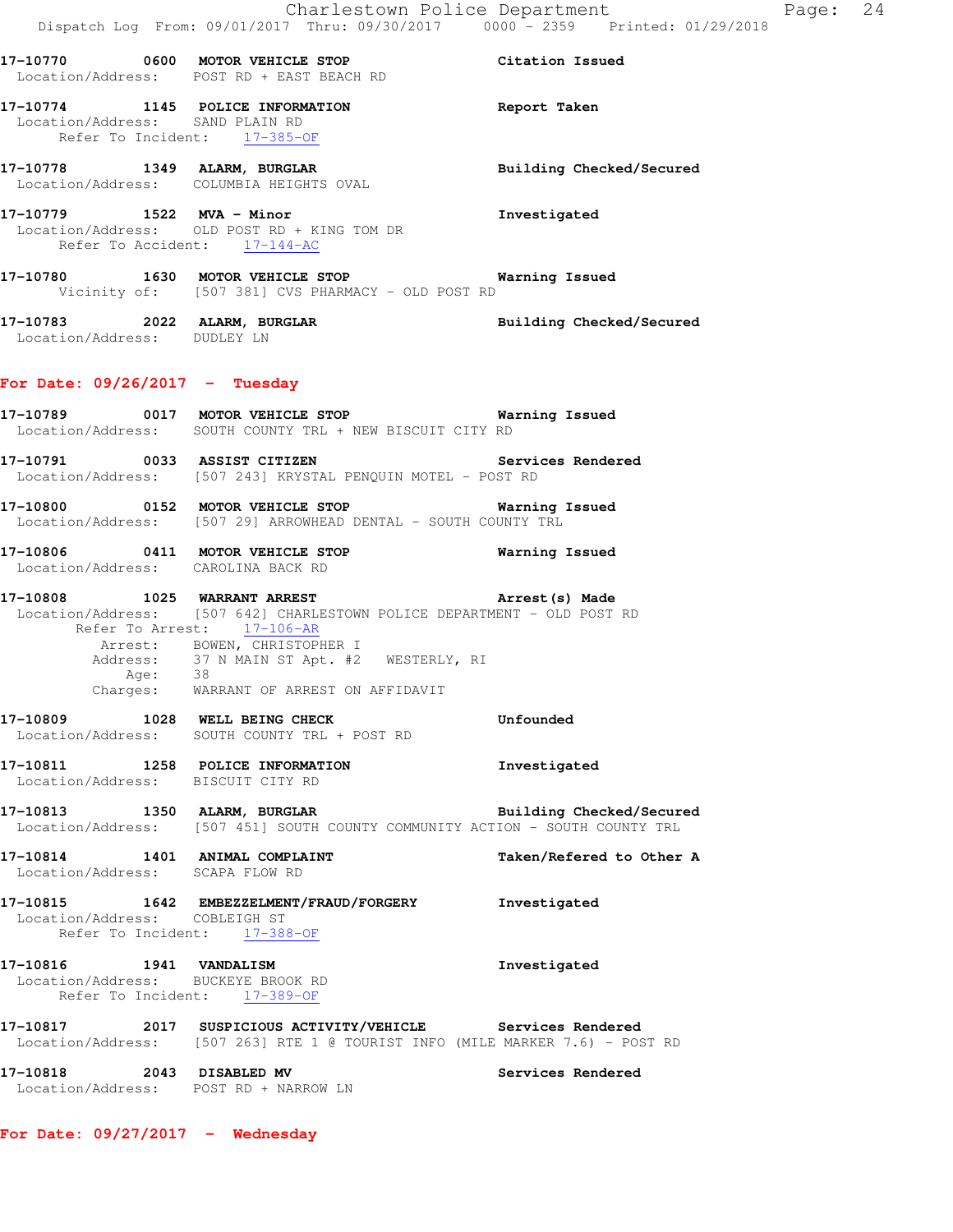17-10770 0600 MOTOR VEHICLE STOP Citation Issued
Location/Address: POST RD + EAST BEACH RD

17-10774 1145 POLICE INFORMATION Report Taken
Location/Address: SAND PLAIN RD
Refer To Incident: 17-385-OF

17-10778 1349 ALARM, BURGLAR Building Checked/Secured
Location/Address: COLUMBIA HEIGHTS OVAL

17-10779 1522 MVA - Minor Investigated
Location/Address: OLD POST RD + KING TOM DR
Refer To Accident: 17-144-AC

17-10780 1630 MOTOR VEHICLE STOP Warning Issued
Vicinity of: [507 381] CVS PHARMACY - OLD POST RD

17-10783 2022 ALARM, BURGLAR Building Checked/Secured
Location/Address: DUDLEY LN

**For Date: 09/26/2017 - Tuesday**

17-10789 0017 MOTOR VEHICLE STOP Warning Issued
Location/Address: SOUTH COUNTY TRL + NEW BISCUIT CITY RD

17-10791 0033 ASSIST CITIZEN Services Rendered
Location/Address: [507 243] KRYSTAL PENQUIN MOTEL - POST RD

17-10800 0152 MOTOR VEHICLE STOP Warning Issued
Location/Address: [507 29] ARROWHEAD DENTAL - SOUTH COUNTY TRL

17-10806 0411 MOTOR VEHICLE STOP Warning Issued
Location/Address: CAROLINA BACK RD

17-10808 1025 WARRANT ARREST Arrest(s) Made
Location/Address: [507 642] CHARLESTOWN POLICE DEPARTMENT - OLD POST RD
Refer To Arrest: 17-106-AR
Arrest: BOWEN, CHRISTOPHER I
Address: 37 N MAIN ST Apt. #2 WESTERLY, RI
Age: 38
Charges: WARRANT OF ARREST ON AFFIDAVIT

17-10809 1028 WELL BEING CHECK Unfounded
Location/Address: SOUTH COUNTY TRL + POST RD

17-10811 1258 POLICE INFORMATION Investigated
Location/Address: BISCUIT CITY RD

17-10813 1350 ALARM, BURGLAR Building Checked/Secured
Location/Address: [507 451] SOUTH COUNTY COMMUNITY ACTION - SOUTH COUNTY TRL

17-10814 1401 ANIMAL COMPLAINT Taken/Refered to Other A
Location/Address: SCAPA FLOW RD

17-10815 1642 EMBEZZELMENT/FRAUD/FORGERY Investigated
Location/Address: COBLEIGH ST
Refer To Incident: 17-388-OF

17-10816 1941 VANDALISM Investigated
Location/Address: BUCKEYE BROOK RD
Refer To Incident: 17-389-OF

17-10817 2017 SUSPICIOUS ACTIVITY/VEHICLE Services Rendered
Location/Address: [507 263] RTE 1 @ TOURIST INFO (MILE MARKER 7.6) - POST RD

17-10818 2043 DISABLED MV Services Rendered
Location/Address: POST RD + NARROW LN

**For Date: 09/27/2017 - Wednesday**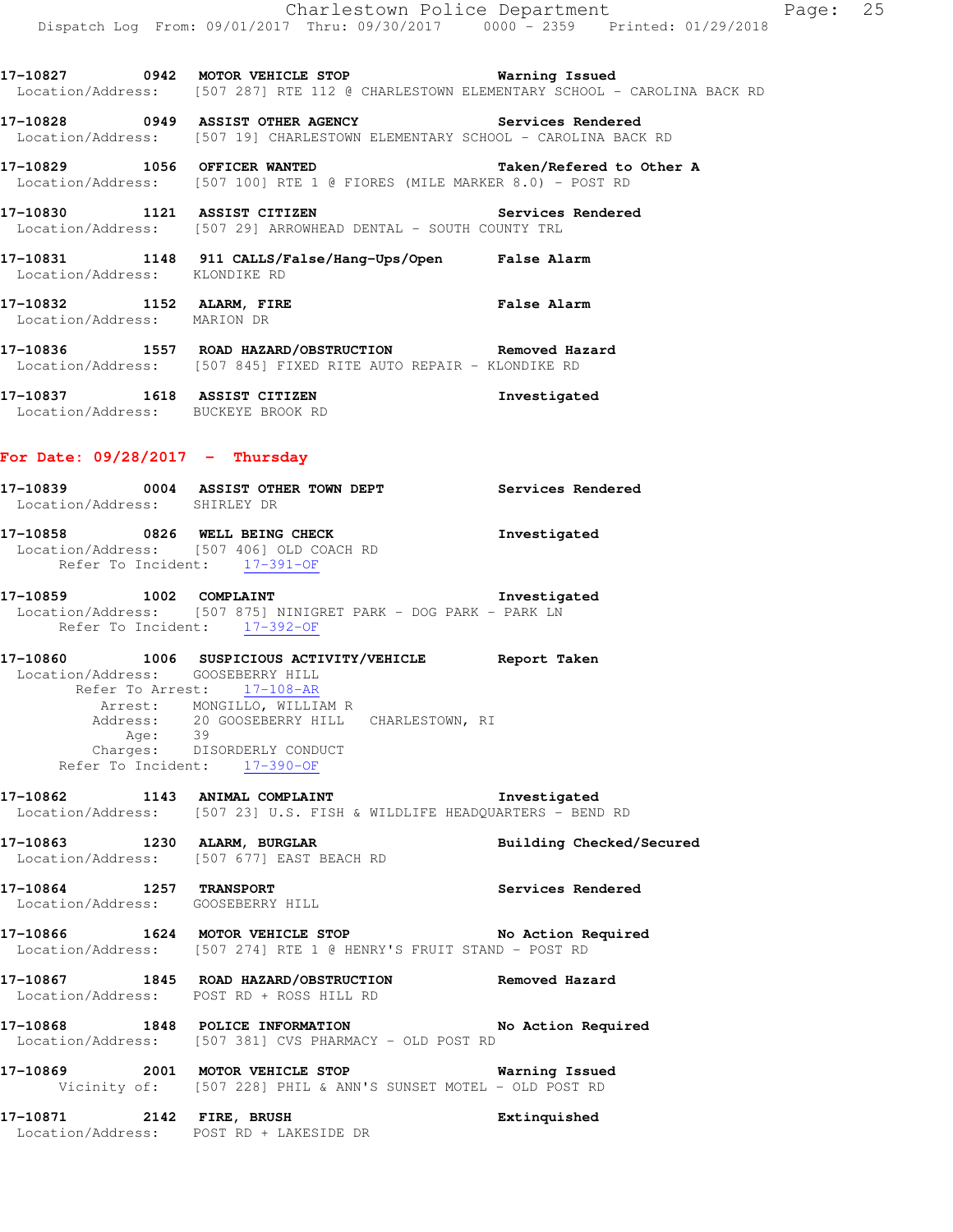**17-10827 0942 MOTOR VEHICLE STOP** **Warning Issued**
Location/Address: [507 287] RTE 112 @ CHARLESTOWN ELEMENTARY SCHOOL - CAROLINA BACK RD

**17-10828 0949 ASSIST OTHER AGENCY** **Services Rendered**
Location/Address: [507 19] CHARLESTOWN ELEMENTARY SCHOOL - CAROLINA BACK RD

**17-10829 1056 OFFICER WANTED** **Taken/Refered to Other A**
Location/Address: [507 100] RTE 1 @ FIORES (MILE MARKER 8.0) - POST RD

**17-10830 1121 ASSIST CITIZEN** **Services Rendered**
Location/Address: [507 29] ARROWHEAD DENTAL - SOUTH COUNTY TRL

**17-10831 1148 911 CALLS/False/Hang-Ups/Open** **False Alarm**
Location/Address: KLONDIKE RD

**17-10832 1152 ALARM, FIRE** **False Alarm**
Location/Address: MARION DR

**17-10836 1557 ROAD HAZARD/OBSTRUCTION** **Removed Hazard**
Location/Address: [507 845] FIXED RITE AUTO REPAIR - KLONDIKE RD

**17-10837 1618 ASSIST CITIZEN** **Investigated**
Location/Address: BUCKEYE BROOK RD

## For Date: 09/28/2017 - Thursday

**17-10839 0004 ASSIST OTHER TOWN DEPT** **Services Rendered**
Location/Address: SHIRLEY DR

**17-10858 0826 WELL BEING CHECK** **Investigated**
Location/Address: [507 406] OLD COACH RD
Refer To Incident: 17-391-OF

**17-10859 1002 COMPLAINT** **Investigated**
Location/Address: [507 875] NINIGRET PARK - DOG PARK - PARK LN
Refer To Incident: 17-392-OF

**17-10860 1006 SUSPICIOUS ACTIVITY/VEHICLE** **Report Taken**
Location/Address: GOOSEBERRY HILL
Refer To Arrest: 17-108-AR
Arrest: MONGILLO, WILLIAM R
Address: 20 GOOSEBERRY HILL CHARLESTOWN, RI
Age: 39
Charges: DISORDERLY CONDUCT
Refer To Incident: 17-390-OF

**17-10862 1143 ANIMAL COMPLAINT** **Investigated**
Location/Address: [507 23] U.S. FISH & WILDLIFE HEADQUARTERS - BEND RD

**17-10863 1230 ALARM, BURGLAR** **Building Checked/Secured**
Location/Address: [507 677] EAST BEACH RD

**17-10864 1257 TRANSPORT** **Services Rendered**
Location/Address: GOOSEBERRY HILL

**17-10866 1624 MOTOR VEHICLE STOP** **No Action Required**
Location/Address: [507 274] RTE 1 @ HENRY'S FRUIT STAND - POST RD

**17-10867 1845 ROAD HAZARD/OBSTRUCTION** **Removed Hazard**
Location/Address: POST RD + ROSS HILL RD

**17-10868 1848 POLICE INFORMATION** **No Action Required**
Location/Address: [507 381] CVS PHARMACY - OLD POST RD

**17-10869 2001 MOTOR VEHICLE STOP** **Warning Issued**
Vicinity of: [507 228] PHIL & ANN'S SUNSET MOTEL - OLD POST RD

**17-10871 2142 FIRE, BRUSH** **Extinquished**
Location/Address: POST RD + LAKESIDE DR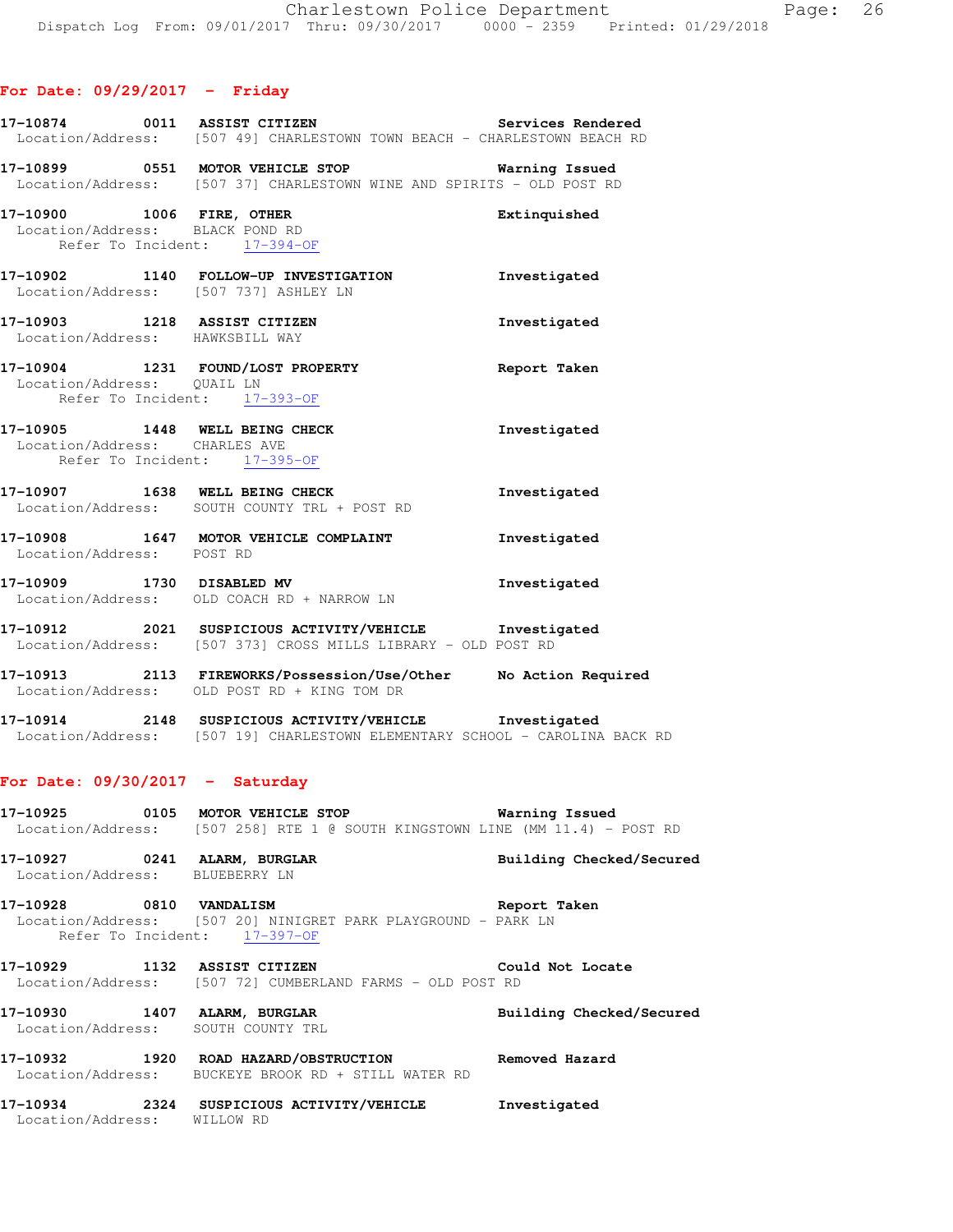## For Date: 09/29/2017 - Friday

**17-10874 0011 ASSIST CITIZEN** Services Rendered
Location/Address: [507 49] CHARLESTOWN TOWN BEACH - CHARLESTOWN BEACH RD

**17-10899 0551 MOTOR VEHICLE STOP** Warning Issued
Location/Address: [507 37] CHARLESTOWN WINE AND SPIRITS - OLD POST RD

**17-10900 1006 FIRE, OTHER** Extinquished
Location/Address: BLACK POND RD
Refer To Incident: 17-394-OF

**17-10902 1140 FOLLOW-UP INVESTIGATION** Investigated
Location/Address: [507 737] ASHLEY LN

**17-10903 1218 ASSIST CITIZEN** Investigated
Location/Address: HAWKSBILL WAY

**17-10904 1231 FOUND/LOST PROPERTY** Report Taken
Location/Address: QUAIL LN
Refer To Incident: 17-393-OF

**17-10905 1448 WELL BEING CHECK** Investigated
Location/Address: CHARLES AVE
Refer To Incident: 17-395-OF

**17-10907 1638 WELL BEING CHECK** Investigated
Location/Address: SOUTH COUNTY TRL + POST RD

**17-10908 1647 MOTOR VEHICLE COMPLAINT** Investigated
Location/Address: POST RD

**17-10909 1730 DISABLED MV** Investigated
Location/Address: OLD COACH RD + NARROW LN

**17-10912 2021 SUSPICIOUS ACTIVITY/VEHICLE** Investigated
Location/Address: [507 373] CROSS MILLS LIBRARY - OLD POST RD

**17-10913 2113 FIREWORKS/Possession/Use/Other** No Action Required
Location/Address: OLD POST RD + KING TOM DR

**17-10914 2148 SUSPICIOUS ACTIVITY/VEHICLE** Investigated
Location/Address: [507 19] CHARLESTOWN ELEMENTARY SCHOOL - CAROLINA BACK RD

## For Date: 09/30/2017 - Saturday

**17-10925 0105 MOTOR VEHICLE STOP** Warning Issued
Location/Address: [507 258] RTE 1 @ SOUTH KINGSTOWN LINE (MM 11.4) - POST RD

**17-10927 0241 ALARM, BURGLAR** Building Checked/Secured
Location/Address: BLUEBERRY LN

**17-10928 0810 VANDALISM** Report Taken
Location/Address: [507 20] NINIGRET PARK PLAYGROUND - PARK LN
Refer To Incident: 17-397-OF

**17-10929 1132 ASSIST CITIZEN** Could Not Locate
Location/Address: [507 72] CUMBERLAND FARMS - OLD POST RD

**17-10930 1407 ALARM, BURGLAR** Building Checked/Secured
Location/Address: SOUTH COUNTY TRL

**17-10932 1920 ROAD HAZARD/OBSTRUCTION** Removed Hazard
Location/Address: BUCKEYE BROOK RD + STILL WATER RD

**17-10934 2324 SUSPICIOUS ACTIVITY/VEHICLE** Investigated
Location/Address: WILLOW RD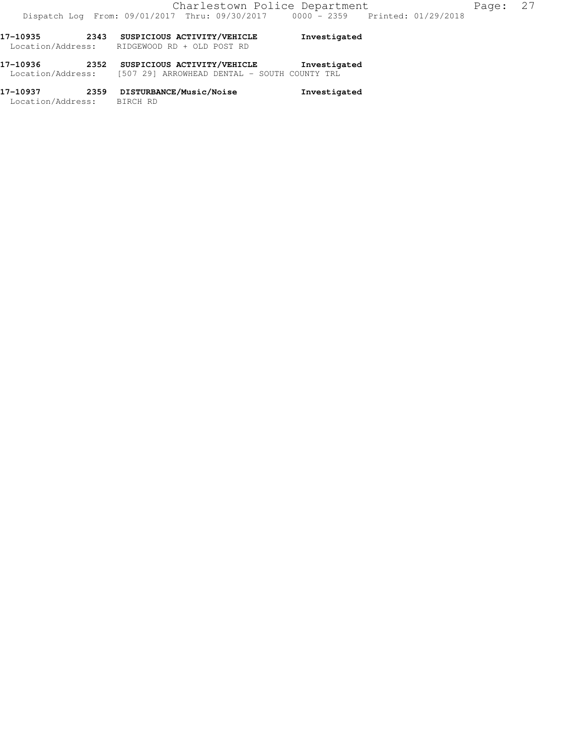**17-10935 2343 SUSPICIOUS ACTIVITY/VEHICLE Investigated**
Location/Address: RIDGEWOOD RD + OLD POST RD

**17-10936 2352 SUSPICIOUS ACTIVITY/VEHICLE Investigated**
Location/Address: [507 29] ARROWHEAD DENTAL - SOUTH COUNTY TRL

**17-10937 2359 DISTURBANCE/Music/Noise Investigated**
Location/Address: BIRCH RD